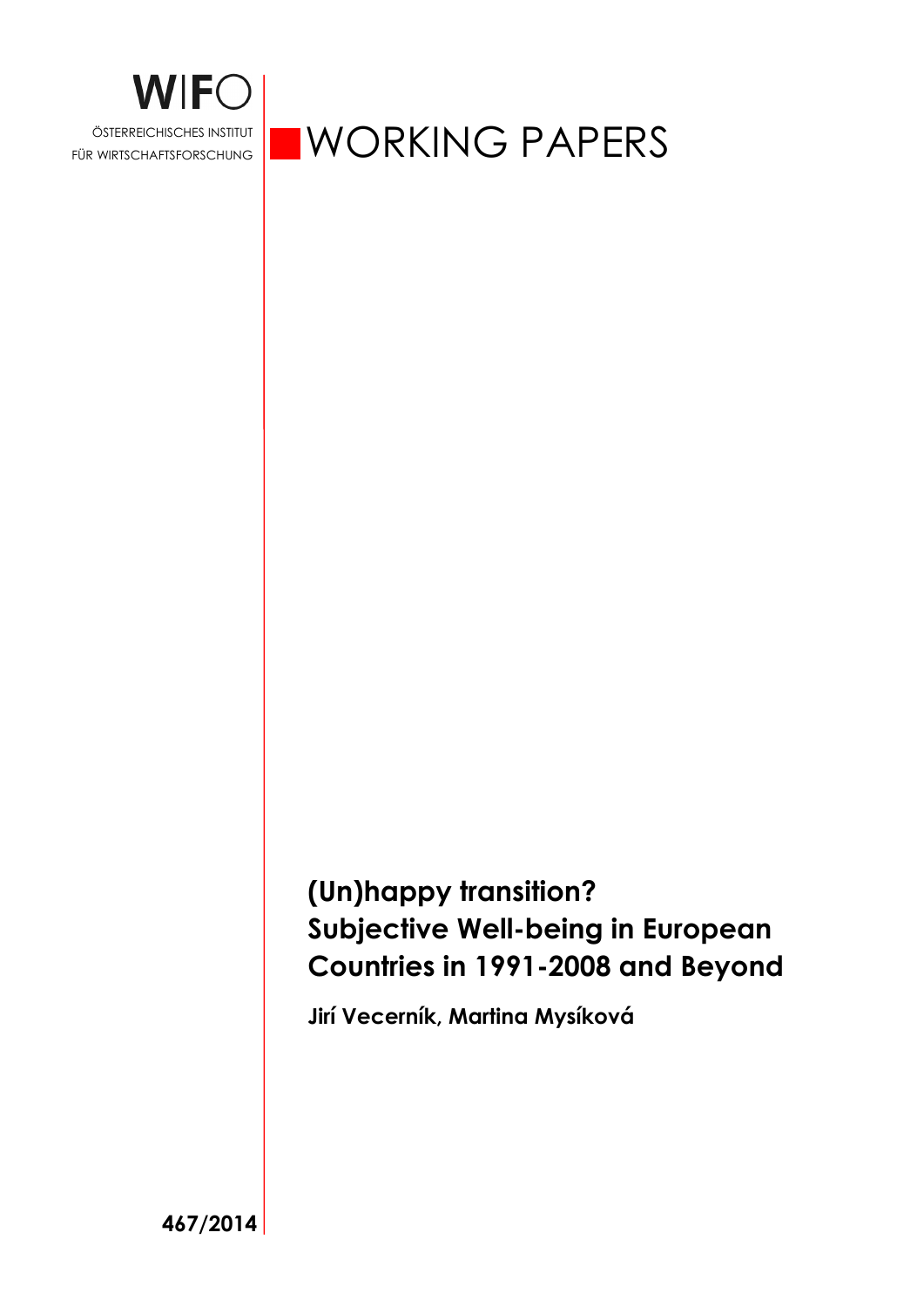WIFO

ÖSTERREICHISCHES INSTITUT FÜR WIRTSCHAFTSFORSCHUNG

WORKING PAPERS

# (Un)happy transition? Subjective Well-being in European Countries in 1991-2008 and Beyond

**Jirí Vecerník, Martina Mysíková**

**467/2014**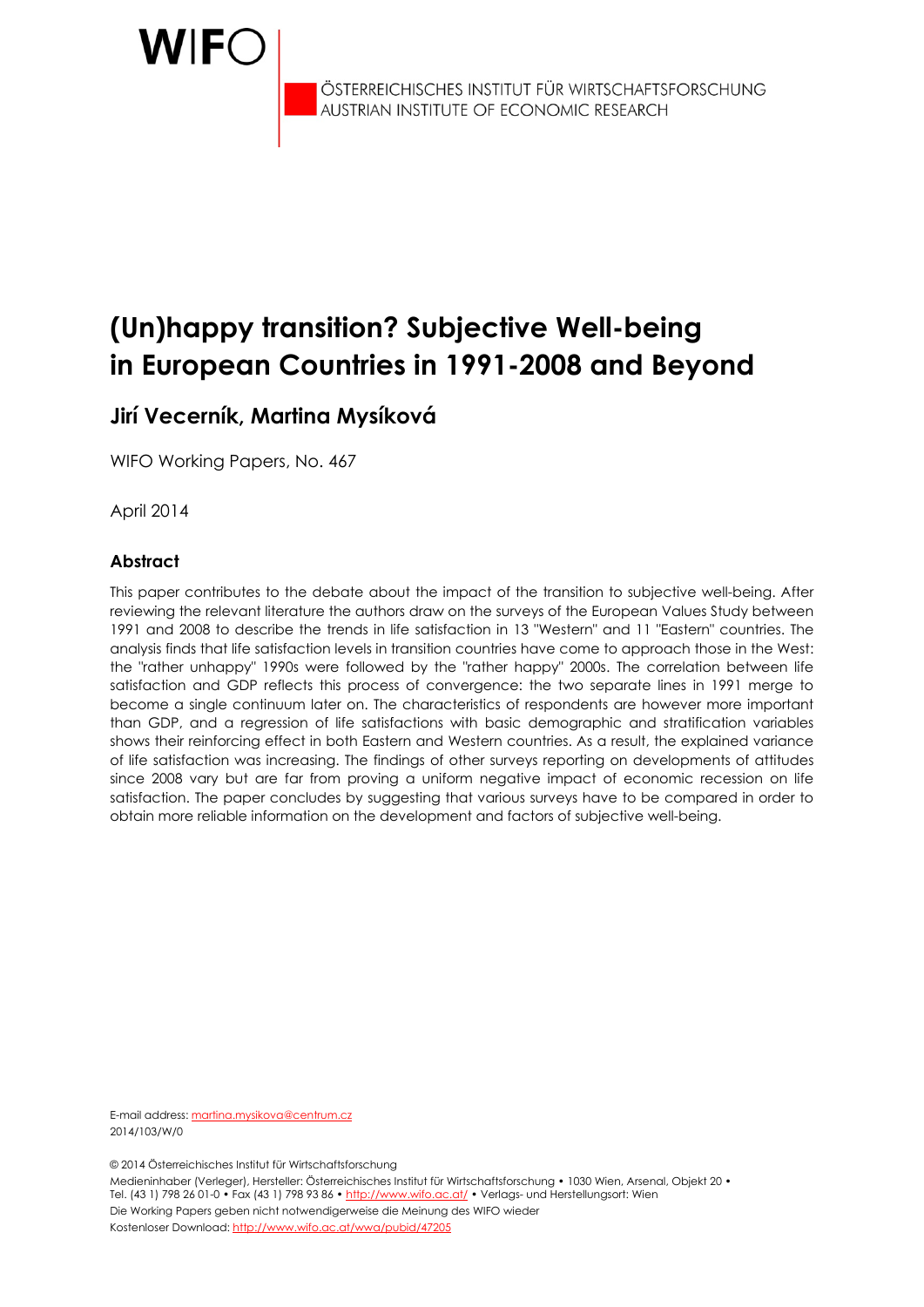# (Un)happy transition? Subjective Well-being in European Countries in 1991-2008 and Beyond

## Jirí Vecerník, Martina Mysíková

WIFO Working Papers, No. 467

April 2014

### Abstract

This paper contributes to the debate about the impact of the transition to subjective well-being. After reviewing the relevant literature the authors draw on the surveys of the European Values Study between 1991 and 2008 to describe the trends in life satisfaction in 13 "Western" and 11 "Eastern" countries. The analysis finds that life satisfaction levels in transition countries have come to approach those in the West: the "rather unhappy" 1990s were followed by the "rather happy" 2000s. The correlation between life satisfaction and GDP reflects this process of convergence: the two separate lines in 1991 merge to become a single continuum later on. The characteristics of respondents are however more important than GDP, and a regression of life satisfactions with basic demographic and stratification variables shows their reinforcing effect in both Eastern and Western countries. As a result, the explained variance of life satisfaction was increasing. The findings of other surveys reporting on developments of attitudes since 2008 vary but are far from proving a uniform negative impact of economic recession on life satisfaction. The paper concludes by suggesting that various surveys have to be compared in order to obtain more reliable information on the development and factors of subjective well-being.

E-mail address: martina.mysikova@centrum.cz
2014/103/W/0

© 2014 Österreichisches Institut für Wirtschaftsforschung
Medieninhaber (Verleger), Hersteller: Österreichisches Institut für Wirtschaftsforschung • 1030 Wien, Arsenal, Objekt 20 • Tel. (43 1) 798 26 01-0 • Fax (43 1) 798 93 86 • http://www.wifo.ac.at/ • Verlags- und Herstellungsort: Wien
Die Working Papers geben nicht notwendigerweise die Meinung des WIFO wieder
Kostenloser Download: http://www.wifo.ac.at/wwa/pubid/47205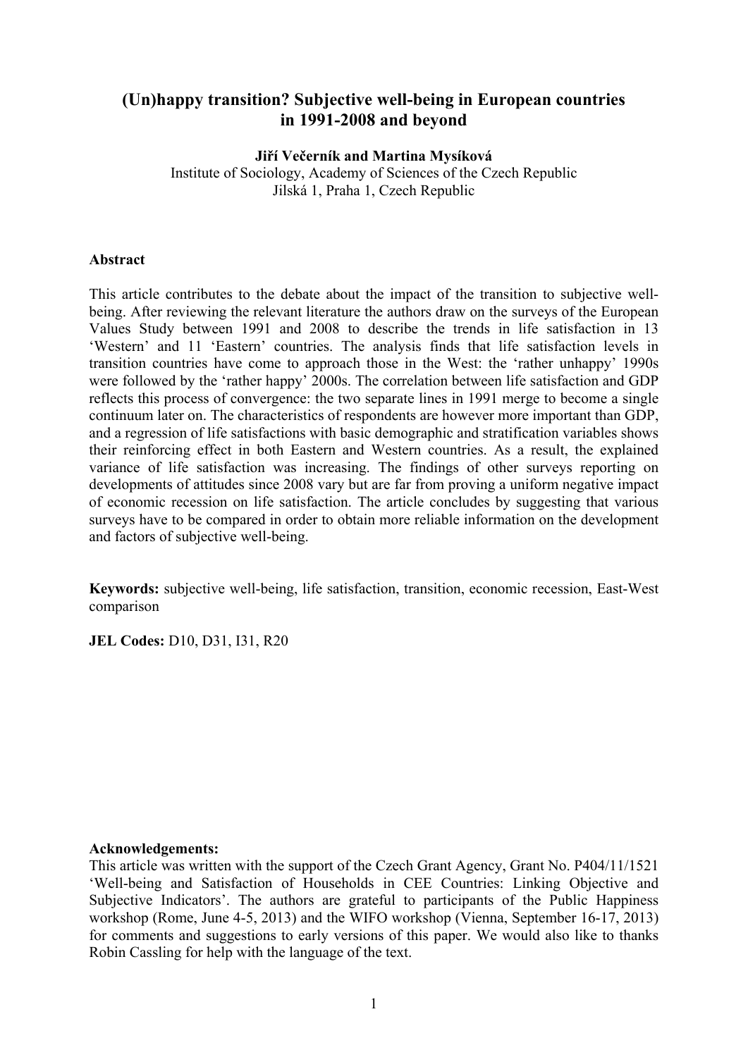# (Un)happy transition? Subjective well-being in European countries in 1991-2008 and beyond

**Jiří Večerník and Martina Mysíková**
Institute of Sociology, Academy of Sciences of the Czech Republic
Jilská 1, Praha 1, Czech Republic

**Abstract**

This article contributes to the debate about the impact of the transition to subjective well-being. After reviewing the relevant literature the authors draw on the surveys of the European Values Study between 1991 and 2008 to describe the trends in life satisfaction in 13 'Western' and 11 'Eastern' countries. The analysis finds that life satisfaction levels in transition countries have come to approach those in the West: the 'rather unhappy' 1990s were followed by the 'rather happy' 2000s. The correlation between life satisfaction and GDP reflects this process of convergence: the two separate lines in 1991 merge to become a single continuum later on. The characteristics of respondents are however more important than GDP, and a regression of life satisfactions with basic demographic and stratification variables shows their reinforcing effect in both Eastern and Western countries. As a result, the explained variance of life satisfaction was increasing. The findings of other surveys reporting on developments of attitudes since 2008 vary but are far from proving a uniform negative impact of economic recession on life satisfaction. The article concludes by suggesting that various surveys have to be compared in order to obtain more reliable information on the development and factors of subjective well-being.

**Keywords:** subjective well-being, life satisfaction, transition, economic recession, East-West comparison

**JEL Codes:** D10, D31, I31, R20

**Acknowledgements:**
This article was written with the support of the Czech Grant Agency, Grant No. P404/11/1521 'Well-being and Satisfaction of Households in CEE Countries: Linking Objective and Subjective Indicators'. The authors are grateful to participants of the Public Happiness workshop (Rome, June 4-5, 2013) and the WIFO workshop (Vienna, September 16-17, 2013) for comments and suggestions to early versions of this paper. We would also like to thanks Robin Cassling for help with the language of the text.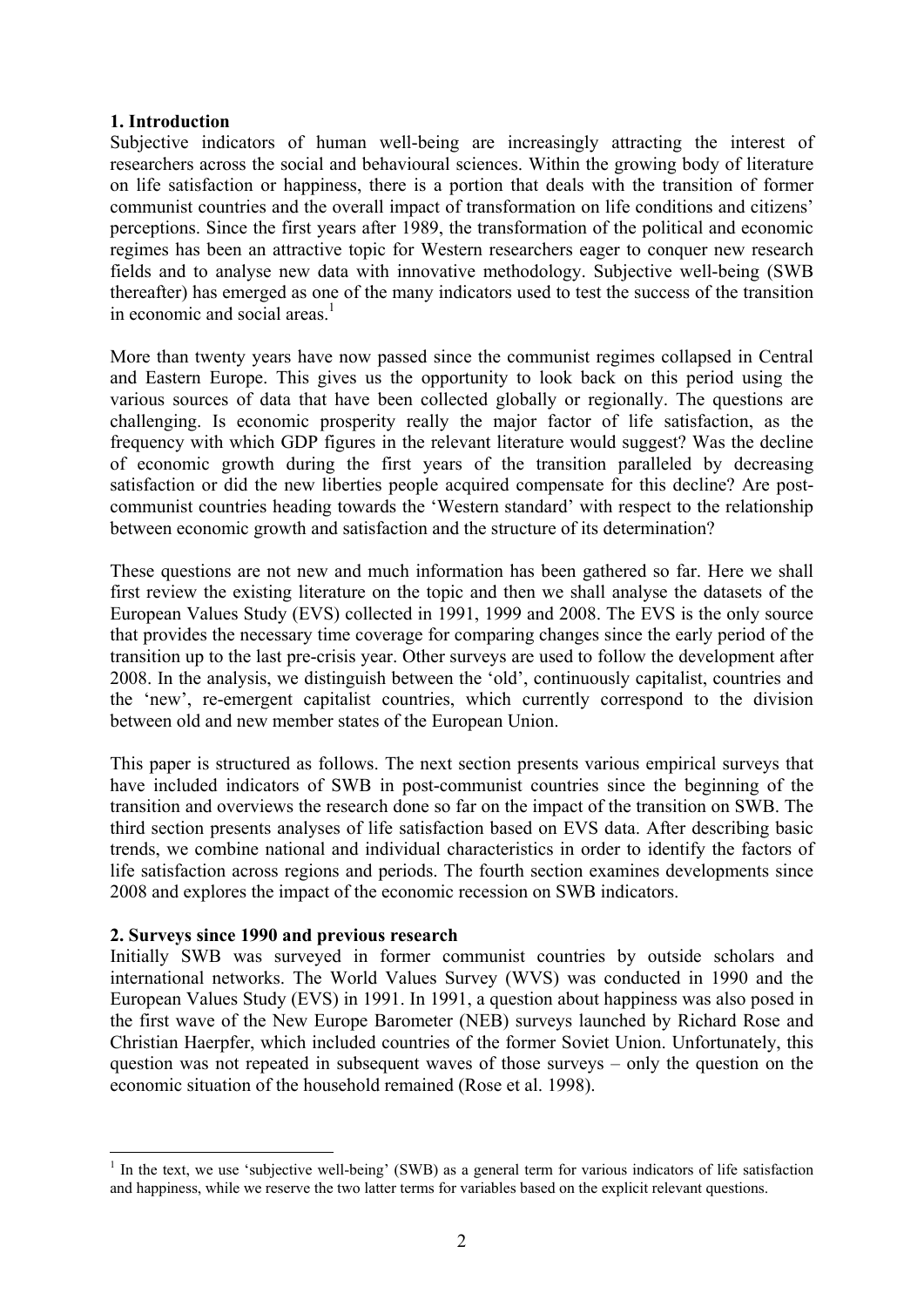## 1. Introduction

Subjective indicators of human well-being are increasingly attracting the interest of researchers across the social and behavioural sciences. Within the growing body of literature on life satisfaction or happiness, there is a portion that deals with the transition of former communist countries and the overall impact of transformation on life conditions and citizens' perceptions. Since the first years after 1989, the transformation of the political and economic regimes has been an attractive topic for Western researchers eager to conquer new research fields and to analyse new data with innovative methodology. Subjective well-being (SWB thereafter) has emerged as one of the many indicators used to test the success of the transition in economic and social areas.[1]

More than twenty years have now passed since the communist regimes collapsed in Central and Eastern Europe. This gives us the opportunity to look back on this period using the various sources of data that have been collected globally or regionally. The questions are challenging. Is economic prosperity really the major factor of life satisfaction, as the frequency with which GDP figures in the relevant literature would suggest? Was the decline of economic growth during the first years of the transition paralleled by decreasing satisfaction or did the new liberties people acquired compensate for this decline? Are post-communist countries heading towards the 'Western standard' with respect to the relationship between economic growth and satisfaction and the structure of its determination?

These questions are not new and much information has been gathered so far. Here we shall first review the existing literature on the topic and then we shall analyse the datasets of the European Values Study (EVS) collected in 1991, 1999 and 2008. The EVS is the only source that provides the necessary time coverage for comparing changes since the early period of the transition up to the last pre-crisis year. Other surveys are used to follow the development after 2008. In the analysis, we distinguish between the 'old', continuously capitalist, countries and the 'new', re-emergent capitalist countries, which currently correspond to the division between old and new member states of the European Union.

This paper is structured as follows. The next section presents various empirical surveys that have included indicators of SWB in post-communist countries since the beginning of the transition and overviews the research done so far on the impact of the transition on SWB. The third section presents analyses of life satisfaction based on EVS data. After describing basic trends, we combine national and individual characteristics in order to identify the factors of life satisfaction across regions and periods. The fourth section examines developments since 2008 and explores the impact of the economic recession on SWB indicators.

## 2. Surveys since 1990 and previous research

Initially SWB was surveyed in former communist countries by outside scholars and international networks. The World Values Survey (WVS) was conducted in 1990 and the European Values Study (EVS) in 1991. In 1991, a question about happiness was also posed in the first wave of the New Europe Barometer (NEB) surveys launched by Richard Rose and Christian Haerpfer, which included countries of the former Soviet Union. Unfortunately, this question was not repeated in subsequent waves of those surveys – only the question on the economic situation of the household remained (Rose et al. 1998).

[1] In the text, we use 'subjective well-being' (SWB) as a general term for various indicators of life satisfaction and happiness, while we reserve the two latter terms for variables based on the explicit relevant questions.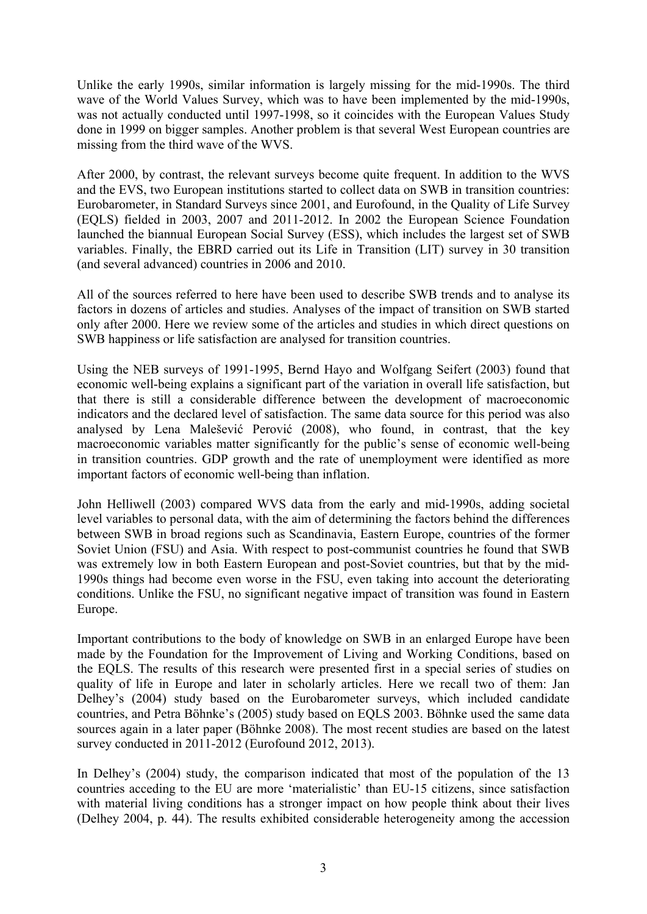Unlike the early 1990s, similar information is largely missing for the mid-1990s. The third wave of the World Values Survey, which was to have been implemented by the mid-1990s, was not actually conducted until 1997-1998, so it coincides with the European Values Study done in 1999 on bigger samples. Another problem is that several West European countries are missing from the third wave of the WVS.

After 2000, by contrast, the relevant surveys become quite frequent. In addition to the WVS and the EVS, two European institutions started to collect data on SWB in transition countries: Eurobarometer, in Standard Surveys since 2001, and Eurofound, in the Quality of Life Survey (EQLS) fielded in 2003, 2007 and 2011-2012. In 2002 the European Science Foundation launched the biannual European Social Survey (ESS), which includes the largest set of SWB variables. Finally, the EBRD carried out its Life in Transition (LIT) survey in 30 transition (and several advanced) countries in 2006 and 2010.

All of the sources referred to here have been used to describe SWB trends and to analyse its factors in dozens of articles and studies. Analyses of the impact of transition on SWB started only after 2000. Here we review some of the articles and studies in which direct questions on SWB happiness or life satisfaction are analysed for transition countries.

Using the NEB surveys of 1991-1995, Bernd Hayo and Wolfgang Seifert (2003) found that economic well-being explains a significant part of the variation in overall life satisfaction, but that there is still a considerable difference between the development of macroeconomic indicators and the declared level of satisfaction. The same data source for this period was also analysed by Lena Malešević Perović (2008), who found, in contrast, that the key macroeconomic variables matter significantly for the public's sense of economic well-being in transition countries. GDP growth and the rate of unemployment were identified as more important factors of economic well-being than inflation.

John Helliwell (2003) compared WVS data from the early and mid-1990s, adding societal level variables to personal data, with the aim of determining the factors behind the differences between SWB in broad regions such as Scandinavia, Eastern Europe, countries of the former Soviet Union (FSU) and Asia. With respect to post-communist countries he found that SWB was extremely low in both Eastern European and post-Soviet countries, but that by the mid-1990s things had become even worse in the FSU, even taking into account the deteriorating conditions. Unlike the FSU, no significant negative impact of transition was found in Eastern Europe.

Important contributions to the body of knowledge on SWB in an enlarged Europe have been made by the Foundation for the Improvement of Living and Working Conditions, based on the EQLS. The results of this research were presented first in a special series of studies on quality of life in Europe and later in scholarly articles. Here we recall two of them: Jan Delhey's (2004) study based on the Eurobarometer surveys, which included candidate countries, and Petra Böhnke's (2005) study based on EQLS 2003. Böhnke used the same data sources again in a later paper (Böhnke 2008). The most recent studies are based on the latest survey conducted in 2011-2012 (Eurofound 2012, 2013).

In Delhey's (2004) study, the comparison indicated that most of the population of the 13 countries acceding to the EU are more 'materialistic' than EU-15 citizens, since satisfaction with material living conditions has a stronger impact on how people think about their lives (Delhey 2004, p. 44). The results exhibited considerable heterogeneity among the accession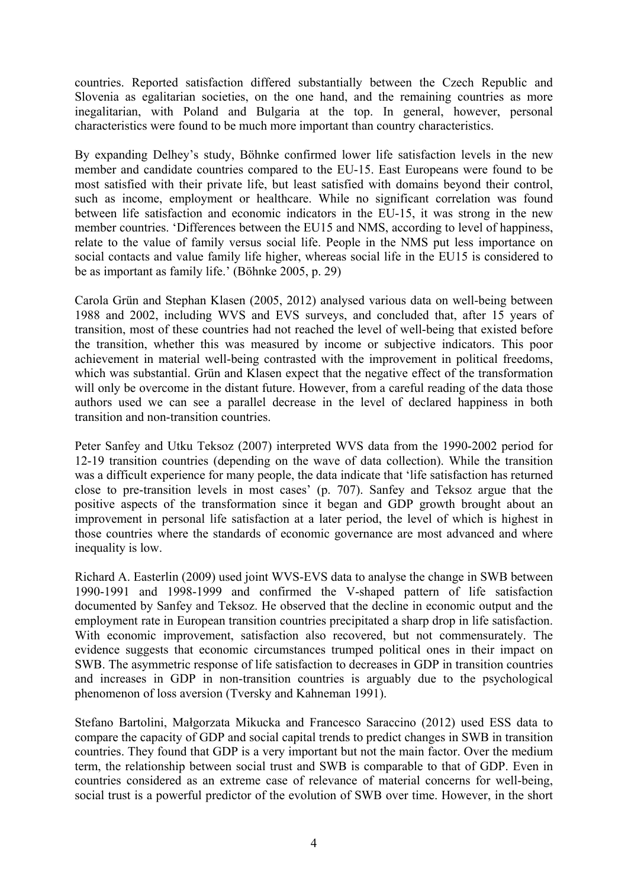countries. Reported satisfaction differed substantially between the Czech Republic and Slovenia as egalitarian societies, on the one hand, and the remaining countries as more inegalitarian, with Poland and Bulgaria at the top. In general, however, personal characteristics were found to be much more important than country characteristics.

By expanding Delhey's study, Böhnke confirmed lower life satisfaction levels in the new member and candidate countries compared to the EU-15. East Europeans were found to be most satisfied with their private life, but least satisfied with domains beyond their control, such as income, employment or healthcare. While no significant correlation was found between life satisfaction and economic indicators in the EU-15, it was strong in the new member countries. 'Differences between the EU15 and NMS, according to level of happiness, relate to the value of family versus social life. People in the NMS put less importance on social contacts and value family life higher, whereas social life in the EU15 is considered to be as important as family life.' (Böhnke 2005, p. 29)

Carola Grün and Stephan Klasen (2005, 2012) analysed various data on well-being between 1988 and 2002, including WVS and EVS surveys, and concluded that, after 15 years of transition, most of these countries had not reached the level of well-being that existed before the transition, whether this was measured by income or subjective indicators. This poor achievement in material well-being contrasted with the improvement in political freedoms, which was substantial. Grün and Klasen expect that the negative effect of the transformation will only be overcome in the distant future. However, from a careful reading of the data those authors used we can see a parallel decrease in the level of declared happiness in both transition and non-transition countries.

Peter Sanfey and Utku Teksoz (2007) interpreted WVS data from the 1990-2002 period for 12-19 transition countries (depending on the wave of data collection). While the transition was a difficult experience for many people, the data indicate that 'life satisfaction has returned close to pre-transition levels in most cases' (p. 707). Sanfey and Teksoz argue that the positive aspects of the transformation since it began and GDP growth brought about an improvement in personal life satisfaction at a later period, the level of which is highest in those countries where the standards of economic governance are most advanced and where inequality is low.

Richard A. Easterlin (2009) used joint WVS-EVS data to analyse the change in SWB between 1990-1991 and 1998-1999 and confirmed the V-shaped pattern of life satisfaction documented by Sanfey and Teksoz. He observed that the decline in economic output and the employment rate in European transition countries precipitated a sharp drop in life satisfaction. With economic improvement, satisfaction also recovered, but not commensurately. The evidence suggests that economic circumstances trumped political ones in their impact on SWB. The asymmetric response of life satisfaction to decreases in GDP in transition countries and increases in GDP in non-transition countries is arguably due to the psychological phenomenon of loss aversion (Tversky and Kahneman 1991).

Stefano Bartolini, Małgorzata Mikucka and Francesco Saraccino (2012) used ESS data to compare the capacity of GDP and social capital trends to predict changes in SWB in transition countries. They found that GDP is a very important but not the main factor. Over the medium term, the relationship between social trust and SWB is comparable to that of GDP. Even in countries considered as an extreme case of relevance of material concerns for well-being, social trust is a powerful predictor of the evolution of SWB over time. However, in the short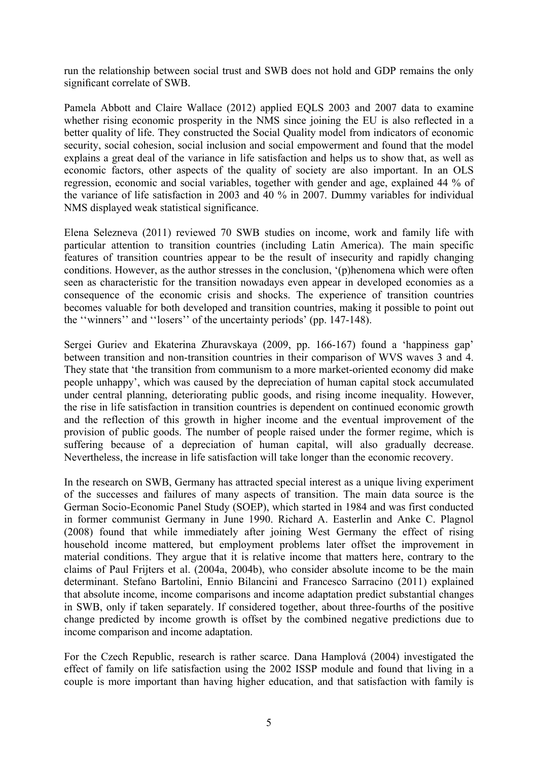run the relationship between social trust and SWB does not hold and GDP remains the only significant correlate of SWB.

Pamela Abbott and Claire Wallace (2012) applied EQLS 2003 and 2007 data to examine whether rising economic prosperity in the NMS since joining the EU is also reflected in a better quality of life. They constructed the Social Quality model from indicators of economic security, social cohesion, social inclusion and social empowerment and found that the model explains a great deal of the variance in life satisfaction and helps us to show that, as well as economic factors, other aspects of the quality of society are also important. In an OLS regression, economic and social variables, together with gender and age, explained 44 % of the variance of life satisfaction in 2003 and 40 % in 2007. Dummy variables for individual NMS displayed weak statistical significance.

Elena Selezneva (2011) reviewed 70 SWB studies on income, work and family life with particular attention to transition countries (including Latin America). The main specific features of transition countries appear to be the result of insecurity and rapidly changing conditions. However, as the author stresses in the conclusion, '(p)henomena which were often seen as characteristic for the transition nowadays even appear in developed economies as a consequence of the economic crisis and shocks. The experience of transition countries becomes valuable for both developed and transition countries, making it possible to point out the ''winners'' and ''losers'' of the uncertainty periods' (pp. 147-148).

Sergei Guriev and Ekaterina Zhuravskaya (2009, pp. 166-167) found a 'happiness gap' between transition and non-transition countries in their comparison of WVS waves 3 and 4. They state that 'the transition from communism to a more market-oriented economy did make people unhappy', which was caused by the depreciation of human capital stock accumulated under central planning, deteriorating public goods, and rising income inequality. However, the rise in life satisfaction in transition countries is dependent on continued economic growth and the reflection of this growth in higher income and the eventual improvement of the provision of public goods. The number of people raised under the former regime, which is suffering because of a depreciation of human capital, will also gradually decrease. Nevertheless, the increase in life satisfaction will take longer than the economic recovery.

In the research on SWB, Germany has attracted special interest as a unique living experiment of the successes and failures of many aspects of transition. The main data source is the German Socio-Economic Panel Study (SOEP), which started in 1984 and was first conducted in former communist Germany in June 1990. Richard A. Easterlin and Anke C. Plagnol (2008) found that while immediately after joining West Germany the effect of rising household income mattered, but employment problems later offset the improvement in material conditions. They argue that it is relative income that matters here, contrary to the claims of Paul Frijters et al. (2004a, 2004b), who consider absolute income to be the main determinant. Stefano Bartolini, Ennio Bilancini and Francesco Sarracino (2011) explained that absolute income, income comparisons and income adaptation predict substantial changes in SWB, only if taken separately. If considered together, about three-fourths of the positive change predicted by income growth is offset by the combined negative predictions due to income comparison and income adaptation.

For the Czech Republic, research is rather scarce. Dana Hamplová (2004) investigated the effect of family on life satisfaction using the 2002 ISSP module and found that living in a couple is more important than having higher education, and that satisfaction with family is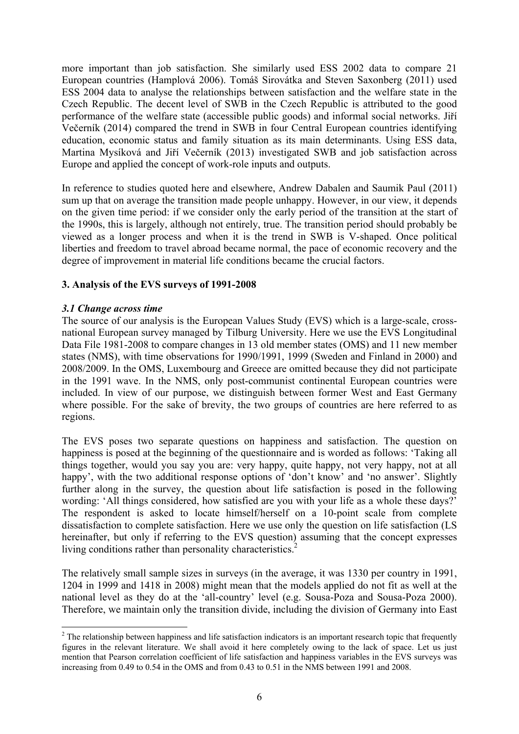more important than job satisfaction. She similarly used ESS 2002 data to compare 21 European countries (Hamplová 2006). Tomáš Sirovátka and Steven Saxonberg (2011) used ESS 2004 data to analyse the relationships between satisfaction and the welfare state in the Czech Republic. The decent level of SWB in the Czech Republic is attributed to the good performance of the welfare state (accessible public goods) and informal social networks. Jiří Večerník (2014) compared the trend in SWB in four Central European countries identifying education, economic status and family situation as its main determinants. Using ESS data, Martina Mysíková and Jiří Večerník (2013) investigated SWB and job satisfaction across Europe and applied the concept of work-role inputs and outputs.

In reference to studies quoted here and elsewhere, Andrew Dabalen and Saumik Paul (2011) sum up that on average the transition made people unhappy. However, in our view, it depends on the given time period: if we consider only the early period of the transition at the start of the 1990s, this is largely, although not entirely, true. The transition period should probably be viewed as a longer process and when it is the trend in SWB is V-shaped. Once political liberties and freedom to travel abroad became normal, the pace of economic recovery and the degree of improvement in material life conditions became the crucial factors.

## 3. Analysis of the EVS surveys of 1991-2008

### *3.1 Change across time*

The source of our analysis is the European Values Study (EVS) which is a large-scale, cross-national European survey managed by Tilburg University. Here we use the EVS Longitudinal Data File 1981-2008 to compare changes in 13 old member states (OMS) and 11 new member states (NMS), with time observations for 1990/1991, 1999 (Sweden and Finland in 2000) and 2008/2009. In the OMS, Luxembourg and Greece are omitted because they did not participate in the 1991 wave. In the NMS, only post-communist continental European countries were included. In view of our purpose, we distinguish between former West and East Germany where possible. For the sake of brevity, the two groups of countries are here referred to as regions.

The EVS poses two separate questions on happiness and satisfaction. The question on happiness is posed at the beginning of the questionnaire and is worded as follows: 'Taking all things together, would you say you are: very happy, quite happy, not very happy, not at all happy', with the two additional response options of 'don't know' and 'no answer'. Slightly further along in the survey, the question about life satisfaction is posed in the following wording: 'All things considered, how satisfied are you with your life as a whole these days?' The respondent is asked to locate himself/herself on a 10-point scale from complete dissatisfaction to complete satisfaction. Here we use only the question on life satisfaction (LS hereinafter, but only if referring to the EVS question) assuming that the concept expresses living conditions rather than personality characteristics.[2]

The relatively small sample sizes in surveys (in the average, it was 1330 per country in 1991, 1204 in 1999 and 1418 in 2008) might mean that the models applied do not fit as well at the national level as they do at the 'all-country' level (e.g. Sousa-Poza and Sousa-Poza 2000). Therefore, we maintain only the transition divide, including the division of Germany into East

[2] The relationship between happiness and life satisfaction indicators is an important research topic that frequently figures in the relevant literature. We shall avoid it here completely owing to the lack of space. Let us just mention that Pearson correlation coefficient of life satisfaction and happiness variables in the EVS surveys was increasing from 0.49 to 0.54 in the OMS and from 0.43 to 0.51 in the NMS between 1991 and 2008.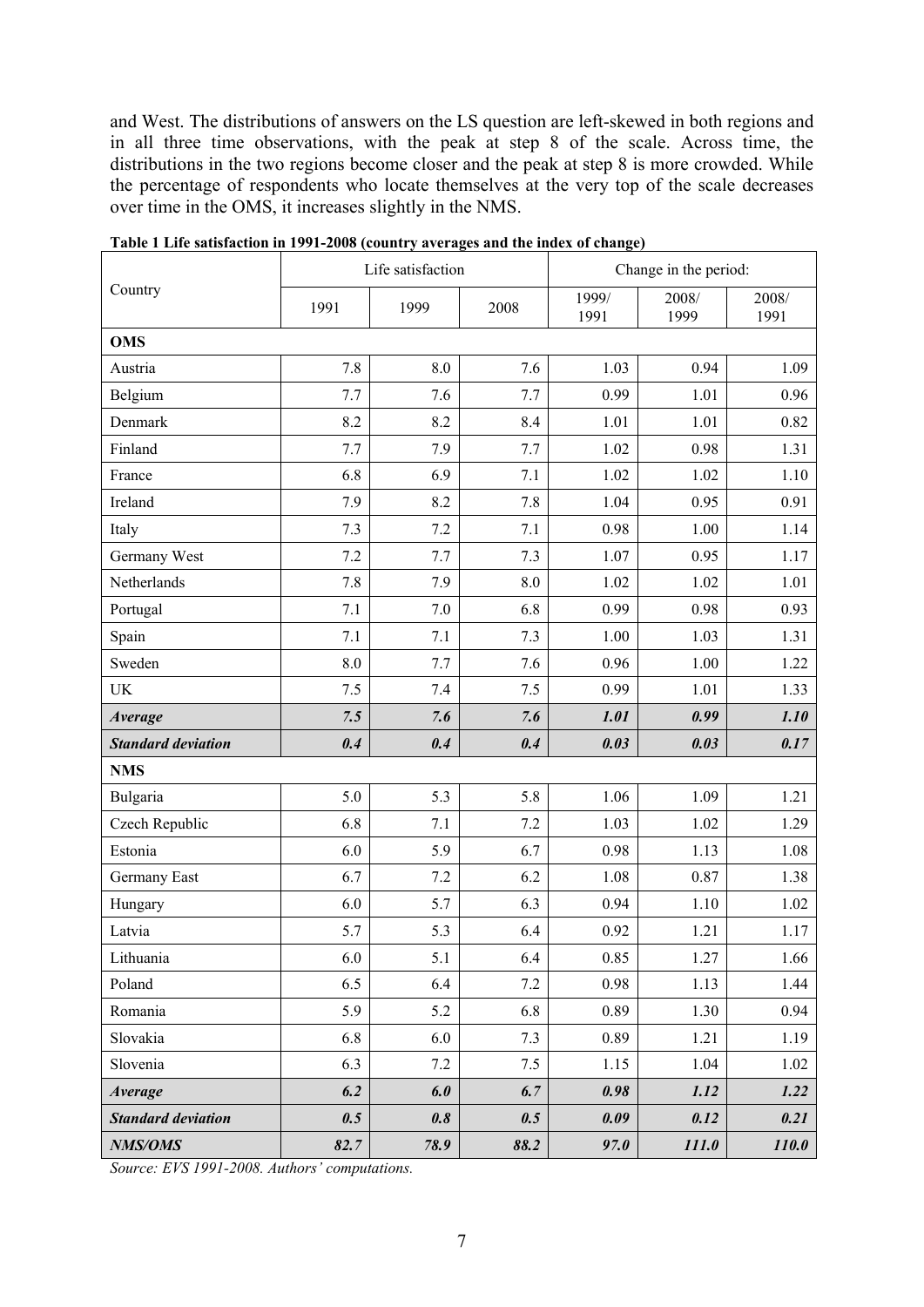and West. The distributions of answers on the LS question are left-skewed in both regions and in all three time observations, with the peak at step 8 of the scale. Across time, the distributions in the two regions become closer and the peak at step 8 is more crowded. While the percentage of respondents who locate themselves at the very top of the scale decreases over time in the OMS, it increases slightly in the NMS.

**Table 1 Life satisfaction in 1991-2008 (country averages and the index of change)**

| Country | Life satisfaction | | | Change in the period: | | |
|---|---|---|---|---|---|---|
| | 1991 | 1999 | 2008 | 1999/ 1991 | 2008/ 1999 | 2008/ 1991 |
| **OMS** | | | | | | |
| Austria | 7.8 | 8.0 | 7.6 | 1.03 | 0.94 | 1.09 |
| Belgium | 7.7 | 7.6 | 7.7 | 0.99 | 1.01 | 0.96 |
| Denmark | 8.2 | 8.2 | 8.4 | 1.01 | 1.01 | 0.82 |
| Finland | 7.7 | 7.9 | 7.7 | 1.02 | 0.98 | 1.31 |
| France | 6.8 | 6.9 | 7.1 | 1.02 | 1.02 | 1.10 |
| Ireland | 7.9 | 8.2 | 7.8 | 1.04 | 0.95 | 0.91 |
| Italy | 7.3 | 7.2 | 7.1 | 0.98 | 1.00 | 1.14 |
| Germany West | 7.2 | 7.7 | 7.3 | 1.07 | 0.95 | 1.17 |
| Netherlands | 7.8 | 7.9 | 8.0 | 1.02 | 1.02 | 1.01 |
| Portugal | 7.1 | 7.0 | 6.8 | 0.99 | 0.98 | 0.93 |
| Spain | 7.1 | 7.1 | 7.3 | 1.00 | 1.03 | 1.31 |
| Sweden | 8.0 | 7.7 | 7.6 | 0.96 | 1.00 | 1.22 |
| UK | 7.5 | 7.4 | 7.5 | 0.99 | 1.01 | 1.33 |
| ***Average*** | ***7.5*** | ***7.6*** | ***7.6*** | ***1.01*** | ***0.99*** | ***1.10*** |
| ***Standard deviation*** | ***0.4*** | ***0.4*** | ***0.4*** | ***0.03*** | ***0.03*** | ***0.17*** |
| **NMS** | | | | | | |
| Bulgaria | 5.0 | 5.3 | 5.8 | 1.06 | 1.09 | 1.21 |
| Czech Republic | 6.8 | 7.1 | 7.2 | 1.03 | 1.02 | 1.29 |
| Estonia | 6.0 | 5.9 | 6.7 | 0.98 | 1.13 | 1.08 |
| Germany East | 6.7 | 7.2 | 6.2 | 1.08 | 0.87 | 1.38 |
| Hungary | 6.0 | 5.7 | 6.3 | 0.94 | 1.10 | 1.02 |
| Latvia | 5.7 | 5.3 | 6.4 | 0.92 | 1.21 | 1.17 |
| Lithuania | 6.0 | 5.1 | 6.4 | 0.85 | 1.27 | 1.66 |
| Poland | 6.5 | 6.4 | 7.2 | 0.98 | 1.13 | 1.44 |
| Romania | 5.9 | 5.2 | 6.8 | 0.89 | 1.30 | 0.94 |
| Slovakia | 6.8 | 6.0 | 7.3 | 0.89 | 1.21 | 1.19 |
| Slovenia | 6.3 | 7.2 | 7.5 | 1.15 | 1.04 | 1.02 |
| ***Average*** | ***6.2*** | ***6.0*** | ***6.7*** | ***0.98*** | ***1.12*** | ***1.22*** |
| ***Standard deviation*** | ***0.5*** | ***0.8*** | ***0.5*** | ***0.09*** | ***0.12*** | ***0.21*** |
| ***NMS/OMS*** | ***82.7*** | ***78.9*** | ***88.2*** | ***97.0*** | ***111.0*** | ***110.0*** |

*Source: EVS 1991-2008. Authors' computations.*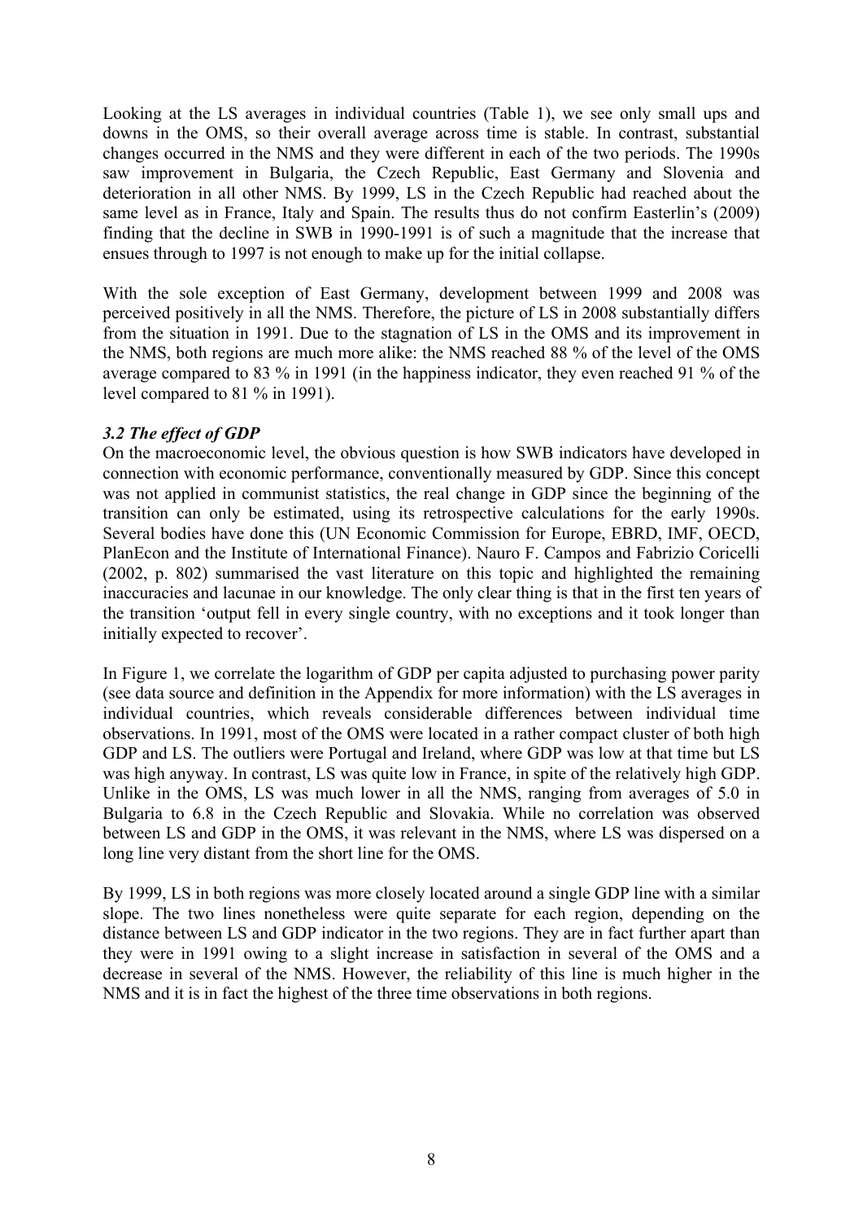Looking at the LS averages in individual countries (Table 1), we see only small ups and downs in the OMS, so their overall average across time is stable. In contrast, substantial changes occurred in the NMS and they were different in each of the two periods. The 1990s saw improvement in Bulgaria, the Czech Republic, East Germany and Slovenia and deterioration in all other NMS. By 1999, LS in the Czech Republic had reached about the same level as in France, Italy and Spain. The results thus do not confirm Easterlin's (2009) finding that the decline in SWB in 1990-1991 is of such a magnitude that the increase that ensues through to 1997 is not enough to make up for the initial collapse.

With the sole exception of East Germany, development between 1999 and 2008 was perceived positively in all the NMS. Therefore, the picture of LS in 2008 substantially differs from the situation in 1991. Due to the stagnation of LS in the OMS and its improvement in the NMS, both regions are much more alike: the NMS reached 88 % of the level of the OMS average compared to 83 % in 1991 (in the happiness indicator, they even reached 91 % of the level compared to 81 % in 1991).

### *3.2 The effect of GDP*

On the macroeconomic level, the obvious question is how SWB indicators have developed in connection with economic performance, conventionally measured by GDP. Since this concept was not applied in communist statistics, the real change in GDP since the beginning of the transition can only be estimated, using its retrospective calculations for the early 1990s. Several bodies have done this (UN Economic Commission for Europe, EBRD, IMF, OECD, PlanEcon and the Institute of International Finance). Nauro F. Campos and Fabrizio Coricelli (2002, p. 802) summarised the vast literature on this topic and highlighted the remaining inaccuracies and lacunae in our knowledge. The only clear thing is that in the first ten years of the transition 'output fell in every single country, with no exceptions and it took longer than initially expected to recover'.

In Figure 1, we correlate the logarithm of GDP per capita adjusted to purchasing power parity (see data source and definition in the Appendix for more information) with the LS averages in individual countries, which reveals considerable differences between individual time observations. In 1991, most of the OMS were located in a rather compact cluster of both high GDP and LS. The outliers were Portugal and Ireland, where GDP was low at that time but LS was high anyway. In contrast, LS was quite low in France, in spite of the relatively high GDP. Unlike in the OMS, LS was much lower in all the NMS, ranging from averages of 5.0 in Bulgaria to 6.8 in the Czech Republic and Slovakia. While no correlation was observed between LS and GDP in the OMS, it was relevant in the NMS, where LS was dispersed on a long line very distant from the short line for the OMS.

By 1999, LS in both regions was more closely located around a single GDP line with a similar slope. The two lines nonetheless were quite separate for each region, depending on the distance between LS and GDP indicator in the two regions. They are in fact further apart than they were in 1991 owing to a slight increase in satisfaction in several of the OMS and a decrease in several of the NMS. However, the reliability of this line is much higher in the NMS and it is in fact the highest of the three time observations in both regions.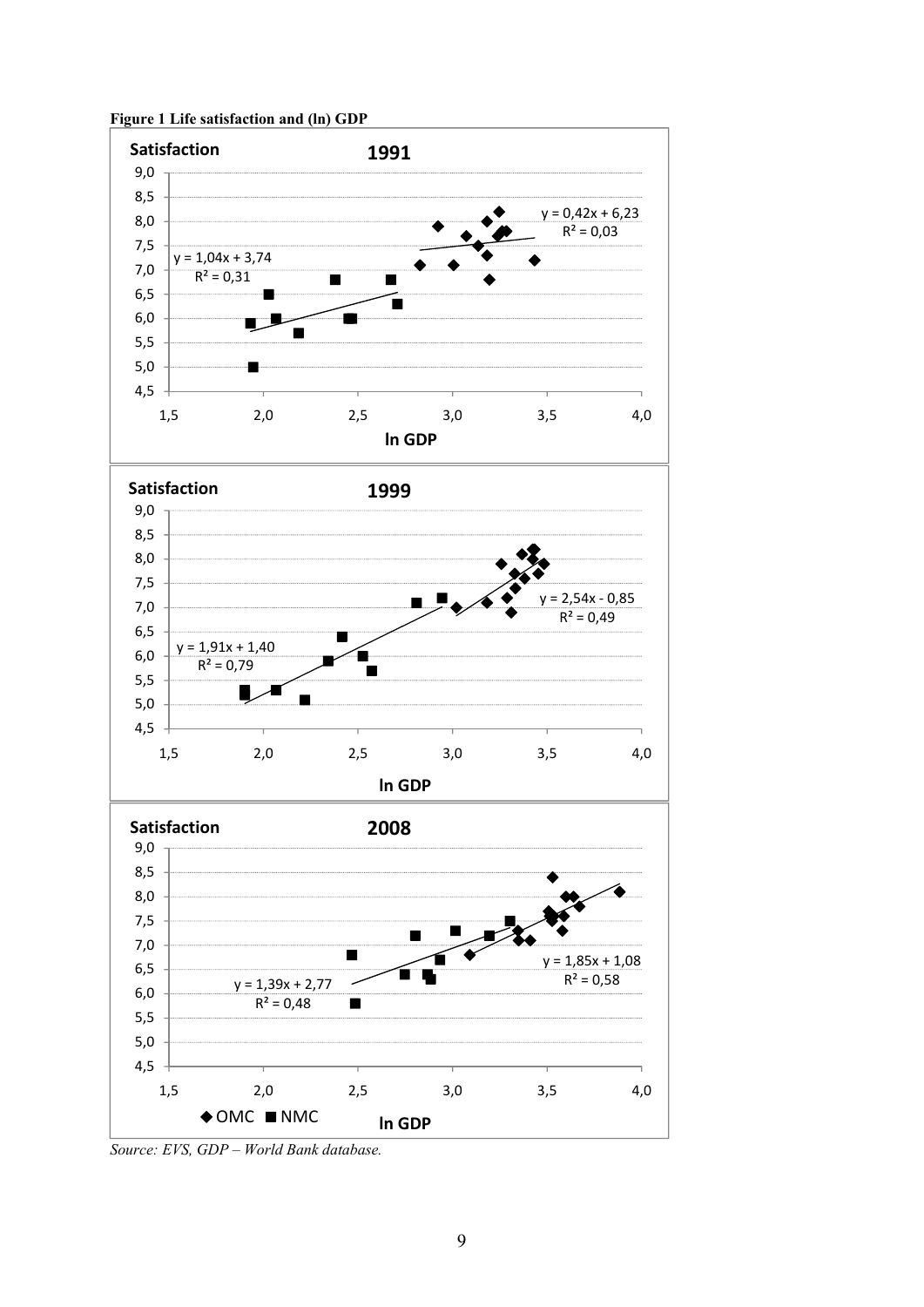**Figure 1 Life satisfaction and (ln) GDP**

*Source: EVS, GDP – World Bank database.*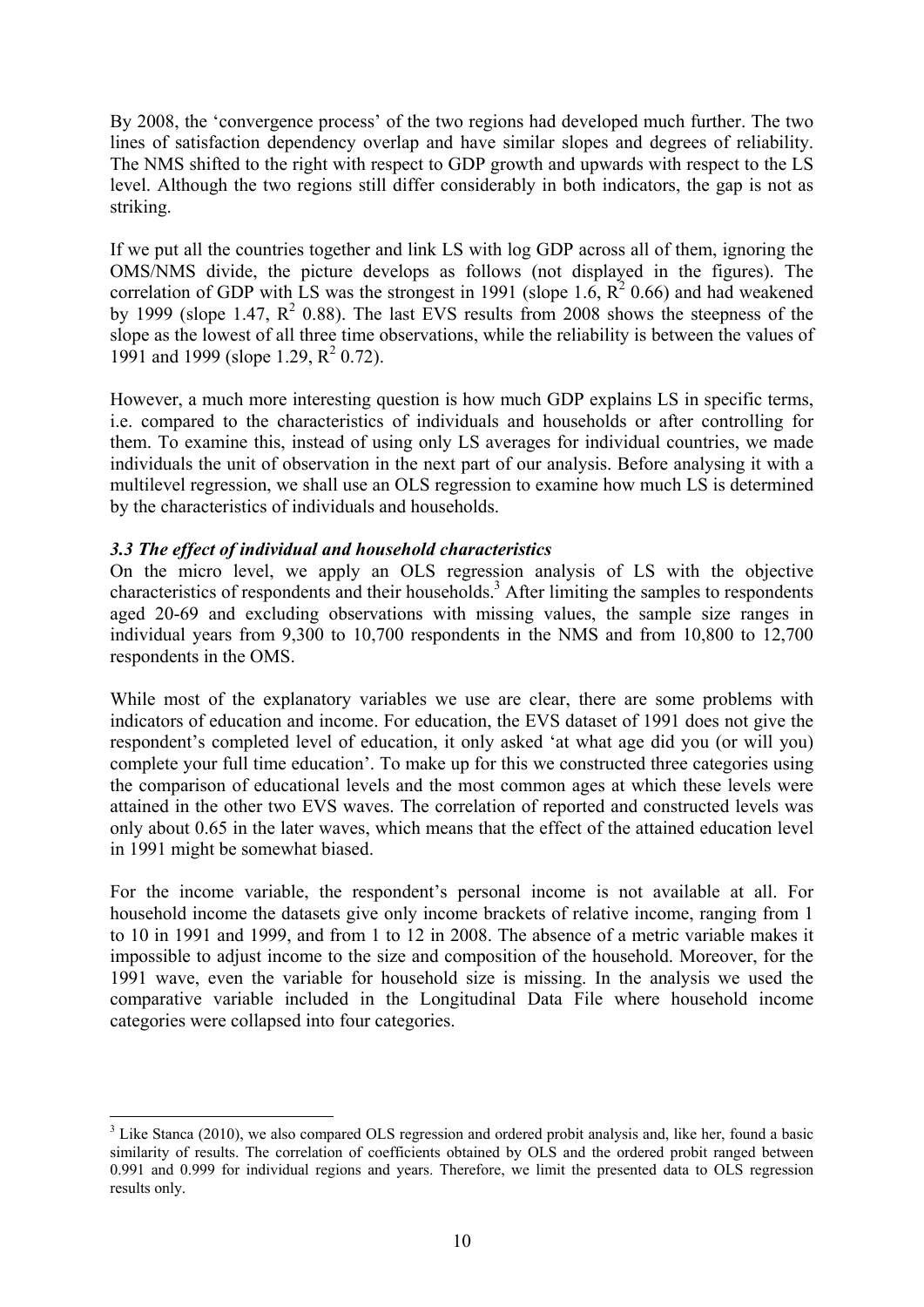By 2008, the 'convergence process' of the two regions had developed much further. The two lines of satisfaction dependency overlap and have similar slopes and degrees of reliability. The NMS shifted to the right with respect to GDP growth and upwards with respect to the LS level. Although the two regions still differ considerably in both indicators, the gap is not as striking.

If we put all the countries together and link LS with log GDP across all of them, ignoring the OMS/NMS divide, the picture develops as follows (not displayed in the figures). The correlation of GDP with LS was the strongest in 1991 (slope 1.6, $R^2$ 0.66) and had weakened by 1999 (slope 1.47, $R^2$ 0.88). The last EVS results from 2008 shows the steepness of the slope as the lowest of all three time observations, while the reliability is between the values of 1991 and 1999 (slope 1.29, $R^2$ 0.72).

However, a much more interesting question is how much GDP explains LS in specific terms, i.e. compared to the characteristics of individuals and households or after controlling for them. To examine this, instead of using only LS averages for individual countries, we made individuals the unit of observation in the next part of our analysis. Before analysing it with a multilevel regression, we shall use an OLS regression to examine how much LS is determined by the characteristics of individuals and households.

### *3.3 The effect of individual and household characteristics*

On the micro level, we apply an OLS regression analysis of LS with the objective characteristics of respondents and their households.[3] After limiting the samples to respondents aged 20-69 and excluding observations with missing values, the sample size ranges in individual years from 9,300 to 10,700 respondents in the NMS and from 10,800 to 12,700 respondents in the OMS.

While most of the explanatory variables we use are clear, there are some problems with indicators of education and income. For education, the EVS dataset of 1991 does not give the respondent's completed level of education, it only asked 'at what age did you (or will you) complete your full time education'. To make up for this we constructed three categories using the comparison of educational levels and the most common ages at which these levels were attained in the other two EVS waves. The correlation of reported and constructed levels was only about 0.65 in the later waves, which means that the effect of the attained education level in 1991 might be somewhat biased.

For the income variable, the respondent's personal income is not available at all. For household income the datasets give only income brackets of relative income, ranging from 1 to 10 in 1991 and 1999, and from 1 to 12 in 2008. The absence of a metric variable makes it impossible to adjust income to the size and composition of the household. Moreover, for the 1991 wave, even the variable for household size is missing. In the analysis we used the comparative variable included in the Longitudinal Data File where household income categories were collapsed into four categories.

---

[3] Like Stanca (2010), we also compared OLS regression and ordered probit analysis and, like her, found a basic similarity of results. The correlation of coefficients obtained by OLS and the ordered probit ranged between 0.991 and 0.999 for individual regions and years. Therefore, we limit the presented data to OLS regression results only.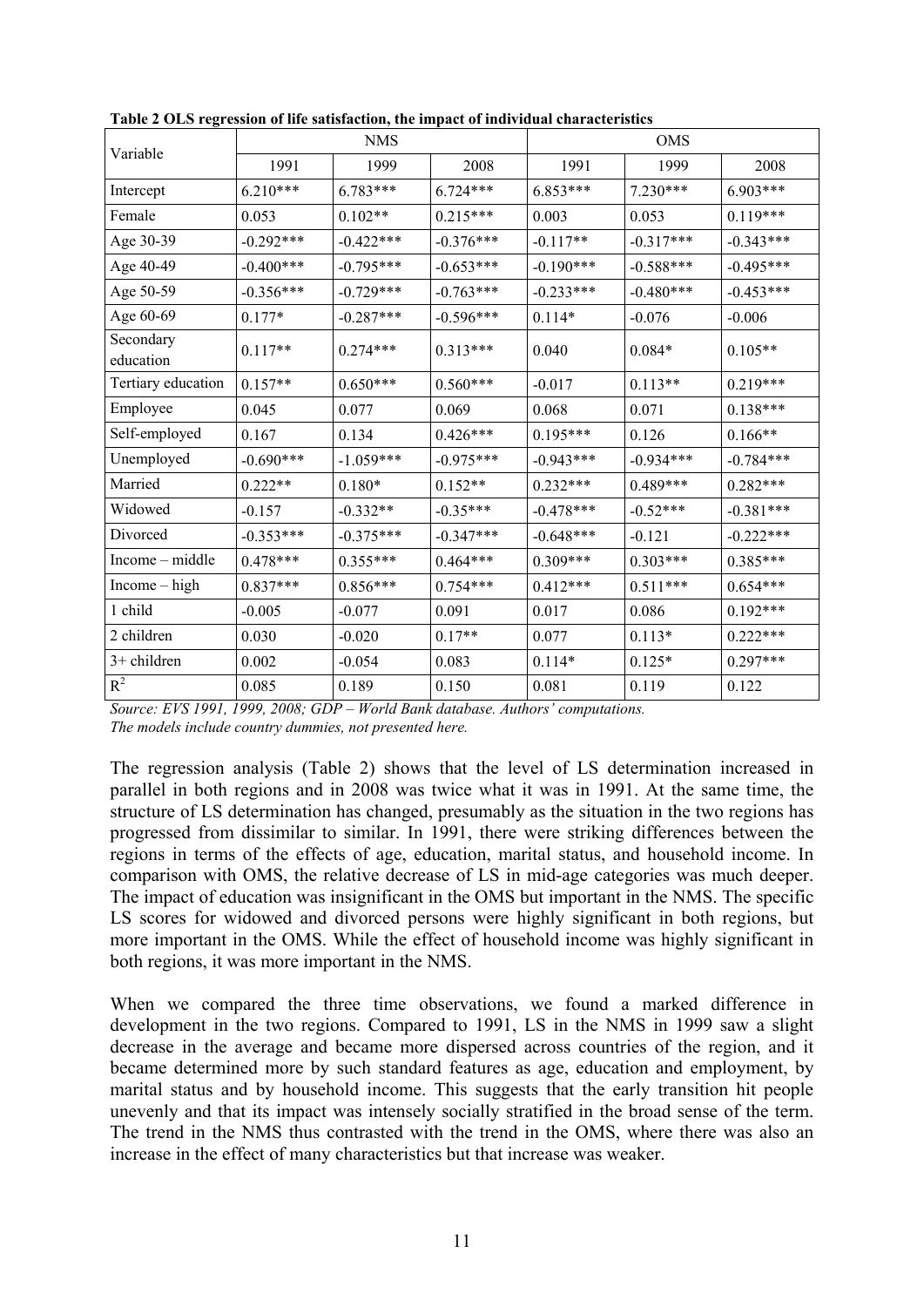**Table 2 OLS regression of life satisfaction, the impact of individual characteristics**

| Variable | NMS | | | OMS | | |
|---|---|---|---|---|---|---|
| | 1991 | 1999 | 2008 | 1991 | 1999 | 2008 |
| Intercept | 6.210*** | 6.783*** | 6.724*** | 6.853*** | 7.230*** | 6.903*** |
| Female | 0.053 | 0.102** | 0.215*** | 0.003 | 0.053 | 0.119*** |
| Age 30-39 | -0.292*** | -0.422*** | -0.376*** | -0.117** | -0.317*** | -0.343*** |
| Age 40-49 | -0.400*** | -0.795*** | -0.653*** | -0.190*** | -0.588*** | -0.495*** |
| Age 50-59 | -0.356*** | -0.729*** | -0.763*** | -0.233*** | -0.480*** | -0.453*** |
| Age 60-69 | 0.177* | -0.287*** | -0.596*** | 0.114* | -0.076 | -0.006 |
| Secondary education | 0.117** | 0.274*** | 0.313*** | 0.040 | 0.084* | 0.105** |
| Tertiary education | 0.157** | 0.650*** | 0.560*** | -0.017 | 0.113** | 0.219*** |
| Employee | 0.045 | 0.077 | 0.069 | 0.068 | 0.071 | 0.138*** |
| Self-employed | 0.167 | 0.134 | 0.426*** | 0.195*** | 0.126 | 0.166** |
| Unemployed | -0.690*** | -1.059*** | -0.975*** | -0.943*** | -0.934*** | -0.784*** |
| Married | 0.222** | 0.180* | 0.152** | 0.232*** | 0.489*** | 0.282*** |
| Widowed | -0.157 | -0.332** | -0.35*** | -0.478*** | -0.52*** | -0.381*** |
| Divorced | -0.353*** | -0.375*** | -0.347*** | -0.648*** | -0.121 | -0.222*** |
| Income – middle | 0.478*** | 0.355*** | 0.464*** | 0.309*** | 0.303*** | 0.385*** |
| Income – high | 0.837*** | 0.856*** | 0.754*** | 0.412*** | 0.511*** | 0.654*** |
| 1 child | -0.005 | -0.077 | 0.091 | 0.017 | 0.086 | 0.192*** |
| 2 children | 0.030 | -0.020 | 0.17** | 0.077 | 0.113* | 0.222*** |
| 3+ children | 0.002 | -0.054 | 0.083 | 0.114* | 0.125* | 0.297*** |
| $R^2$ | 0.085 | 0.189 | 0.150 | 0.081 | 0.119 | 0.122 |

*Source: EVS 1991, 1999, 2008; GDP – World Bank database. Authors' computations.*
*The models include country dummies, not presented here.*

The regression analysis (Table 2) shows that the level of LS determination increased in parallel in both regions and in 2008 was twice what it was in 1991. At the same time, the structure of LS determination has changed, presumably as the situation in the two regions has progressed from dissimilar to similar. In 1991, there were striking differences between the regions in terms of the effects of age, education, marital status, and household income. In comparison with OMS, the relative decrease of LS in mid-age categories was much deeper. The impact of education was insignificant in the OMS but important in the NMS. The specific LS scores for widowed and divorced persons were highly significant in both regions, but more important in the OMS. While the effect of household income was highly significant in both regions, it was more important in the NMS.

When we compared the three time observations, we found a marked difference in development in the two regions. Compared to 1991, LS in the NMS in 1999 saw a slight decrease in the average and became more dispersed across countries of the region, and it became determined more by such standard features as age, education and employment, by marital status and by household income. This suggests that the early transition hit people unevenly and that its impact was intensely socially stratified in the broad sense of the term. The trend in the NMS thus contrasted with the trend in the OMS, where there was also an increase in the effect of many characteristics but that increase was weaker.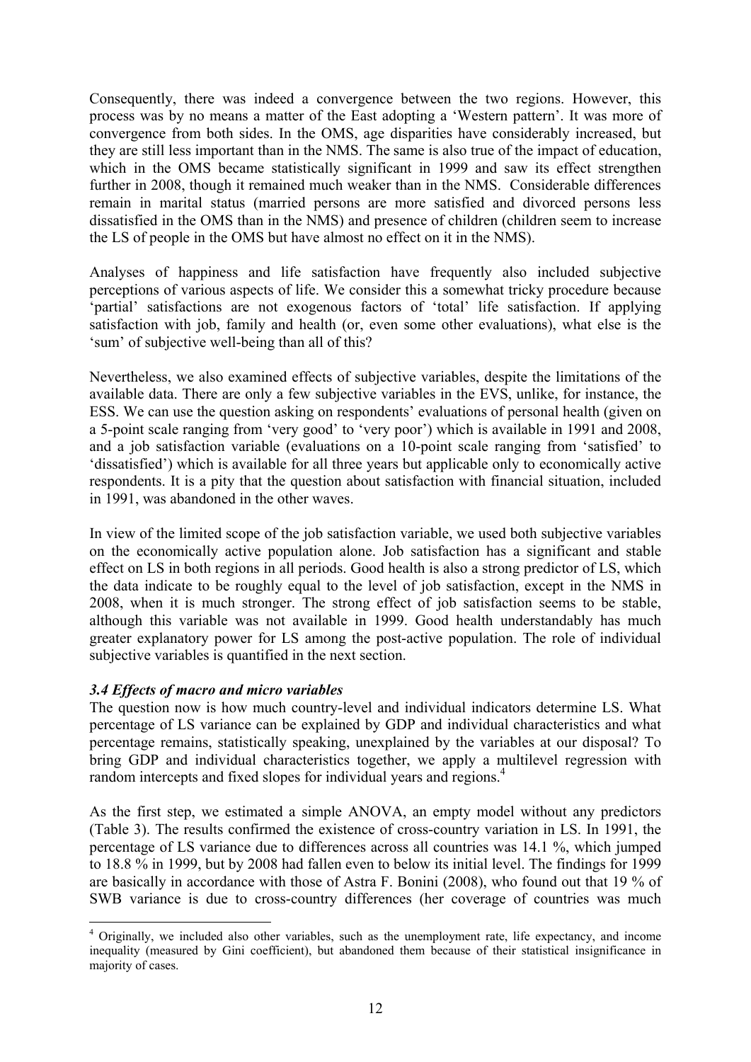Consequently, there was indeed a convergence between the two regions. However, this process was by no means a matter of the East adopting a 'Western pattern'. It was more of convergence from both sides. In the OMS, age disparities have considerably increased, but they are still less important than in the NMS. The same is also true of the impact of education, which in the OMS became statistically significant in 1999 and saw its effect strengthen further in 2008, though it remained much weaker than in the NMS. Considerable differences remain in marital status (married persons are more satisfied and divorced persons less dissatisfied in the OMS than in the NMS) and presence of children (children seem to increase the LS of people in the OMS but have almost no effect on it in the NMS).

Analyses of happiness and life satisfaction have frequently also included subjective perceptions of various aspects of life. We consider this a somewhat tricky procedure because 'partial' satisfactions are not exogenous factors of 'total' life satisfaction. If applying satisfaction with job, family and health (or, even some other evaluations), what else is the 'sum' of subjective well-being than all of this?

Nevertheless, we also examined effects of subjective variables, despite the limitations of the available data. There are only a few subjective variables in the EVS, unlike, for instance, the ESS. We can use the question asking on respondents' evaluations of personal health (given on a 5-point scale ranging from 'very good' to 'very poor') which is available in 1991 and 2008, and a job satisfaction variable (evaluations on a 10-point scale ranging from 'satisfied' to 'dissatisfied') which is available for all three years but applicable only to economically active respondents. It is a pity that the question about satisfaction with financial situation, included in 1991, was abandoned in the other waves.

In view of the limited scope of the job satisfaction variable, we used both subjective variables on the economically active population alone. Job satisfaction has a significant and stable effect on LS in both regions in all periods. Good health is also a strong predictor of LS, which the data indicate to be roughly equal to the level of job satisfaction, except in the NMS in 2008, when it is much stronger. The strong effect of job satisfaction seems to be stable, although this variable was not available in 1999. Good health understandably has much greater explanatory power for LS among the post-active population. The role of individual subjective variables is quantified in the next section.

### *3.4 Effects of macro and micro variables*

The question now is how much country-level and individual indicators determine LS. What percentage of LS variance can be explained by GDP and individual characteristics and what percentage remains, statistically speaking, unexplained by the variables at our disposal? To bring GDP and individual characteristics together, we apply a multilevel regression with random intercepts and fixed slopes for individual years and regions.[4]

As the first step, we estimated a simple ANOVA, an empty model without any predictors (Table 3). The results confirmed the existence of cross-country variation in LS. In 1991, the percentage of LS variance due to differences across all countries was 14.1 %, which jumped to 18.8 % in 1999, but by 2008 had fallen even to below its initial level. The findings for 1999 are basically in accordance with those of Astra F. Bonini (2008), who found out that 19 % of SWB variance is due to cross-country differences (her coverage of countries was much

[4] Originally, we included also other variables, such as the unemployment rate, life expectancy, and income inequality (measured by Gini coefficient), but abandoned them because of their statistical insignificance in majority of cases.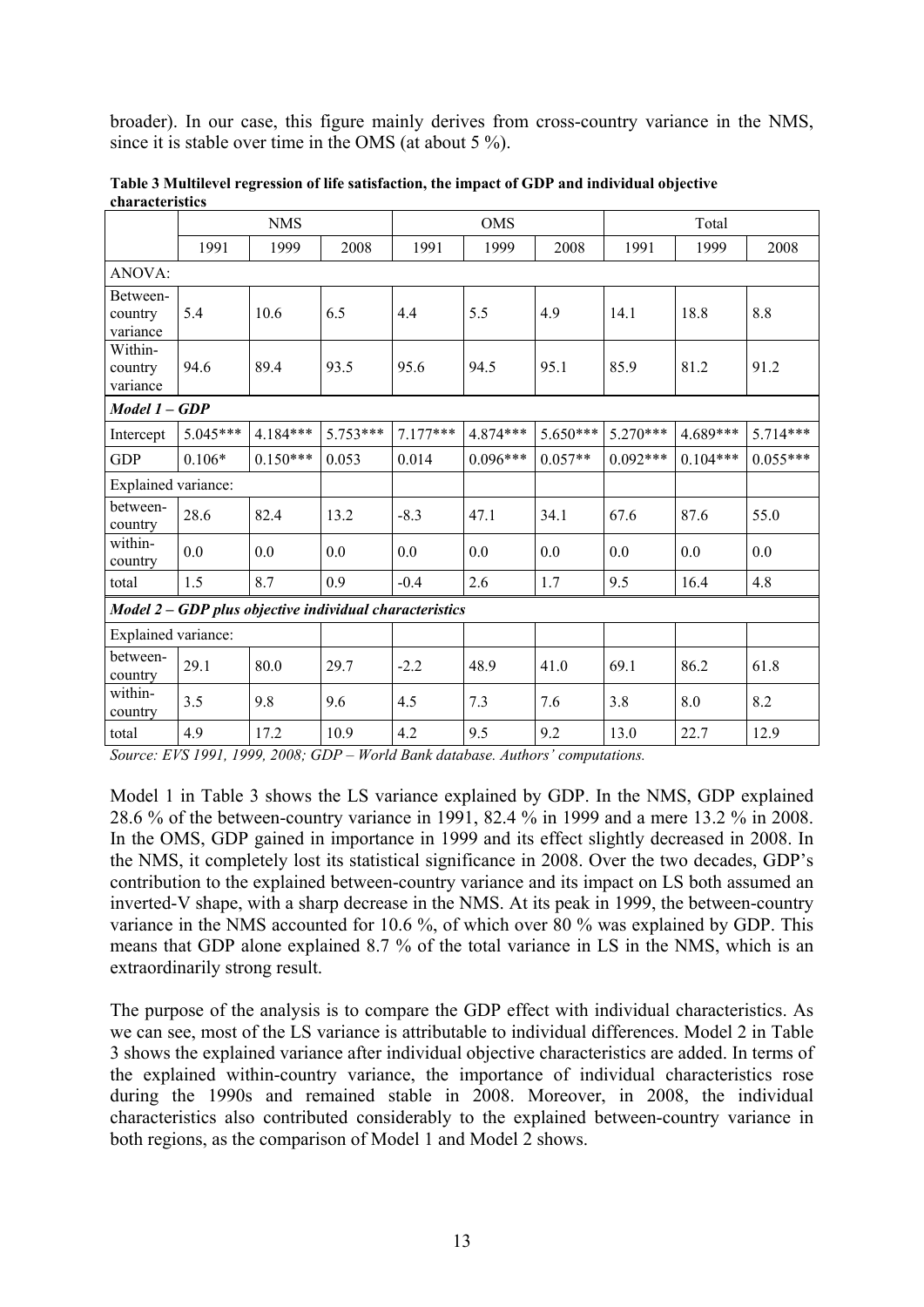broader). In our case, this figure mainly derives from cross-country variance in the NMS, since it is stable over time in the OMS (at about 5 %).

**Table 3 Multilevel regression of life satisfaction, the impact of GDP and individual objective characteristics**

| | NMS | | | OMS | | | Total | | |
|---|---|---|---|---|---|---|---|---|---|
| | 1991 | 1999 | 2008 | 1991 | 1999 | 2008 | 1991 | 1999 | 2008 |
| ANOVA: | | | | | | | | | |
| Between-country variance | 5.4 | 10.6 | 6.5 | 4.4 | 5.5 | 4.9 | 14.1 | 18.8 | 8.8 |
| Within-country variance | 94.6 | 89.4 | 93.5 | 95.6 | 94.5 | 95.1 | 85.9 | 81.2 | 91.2 |
| ***Model 1 – GDP*** | | | | | | | | | |
| Intercept | 5.045*** | 4.184*** | 5.753*** | 7.177*** | 4.874*** | 5.650*** | 5.270*** | 4.689*** | 5.714*** |
| GDP | 0.106* | 0.150*** | 0.053 | 0.014 | 0.096*** | 0.057** | 0.092*** | 0.104*** | 0.055*** |
| Explained variance: | | | | | | | | | |
| between-country | 28.6 | 82.4 | 13.2 | -8.3 | 47.1 | 34.1 | 67.6 | 87.6 | 55.0 |
| within-country | 0.0 | 0.0 | 0.0 | 0.0 | 0.0 | 0.0 | 0.0 | 0.0 | 0.0 |
| total | 1.5 | 8.7 | 0.9 | -0.4 | 2.6 | 1.7 | 9.5 | 16.4 | 4.8 |
| ***Model 2 – GDP plus objective individual characteristics*** | | | | | | | | | |
| Explained variance: | | | | | | | | | |
| between-country | 29.1 | 80.0 | 29.7 | -2.2 | 48.9 | 41.0 | 69.1 | 86.2 | 61.8 |
| within-country | 3.5 | 9.8 | 9.6 | 4.5 | 7.3 | 7.6 | 3.8 | 8.0 | 8.2 |
| total | 4.9 | 17.2 | 10.9 | 4.2 | 9.5 | 9.2 | 13.0 | 22.7 | 12.9 |

*Source: EVS 1991, 1999, 2008; GDP – World Bank database. Authors' computations.*

Model 1 in Table 3 shows the LS variance explained by GDP. In the NMS, GDP explained 28.6 % of the between-country variance in 1991, 82.4 % in 1999 and a mere 13.2 % in 2008. In the OMS, GDP gained in importance in 1999 and its effect slightly decreased in 2008. In the NMS, it completely lost its statistical significance in 2008. Over the two decades, GDP's contribution to the explained between-country variance and its impact on LS both assumed an inverted-V shape, with a sharp decrease in the NMS. At its peak in 1999, the between-country variance in the NMS accounted for 10.6 %, of which over 80 % was explained by GDP. This means that GDP alone explained 8.7 % of the total variance in LS in the NMS, which is an extraordinarily strong result.

The purpose of the analysis is to compare the GDP effect with individual characteristics. As we can see, most of the LS variance is attributable to individual differences. Model 2 in Table 3 shows the explained variance after individual objective characteristics are added. In terms of the explained within-country variance, the importance of individual characteristics rose during the 1990s and remained stable in 2008. Moreover, in 2008, the individual characteristics also contributed considerably to the explained between-country variance in both regions, as the comparison of Model 1 and Model 2 shows.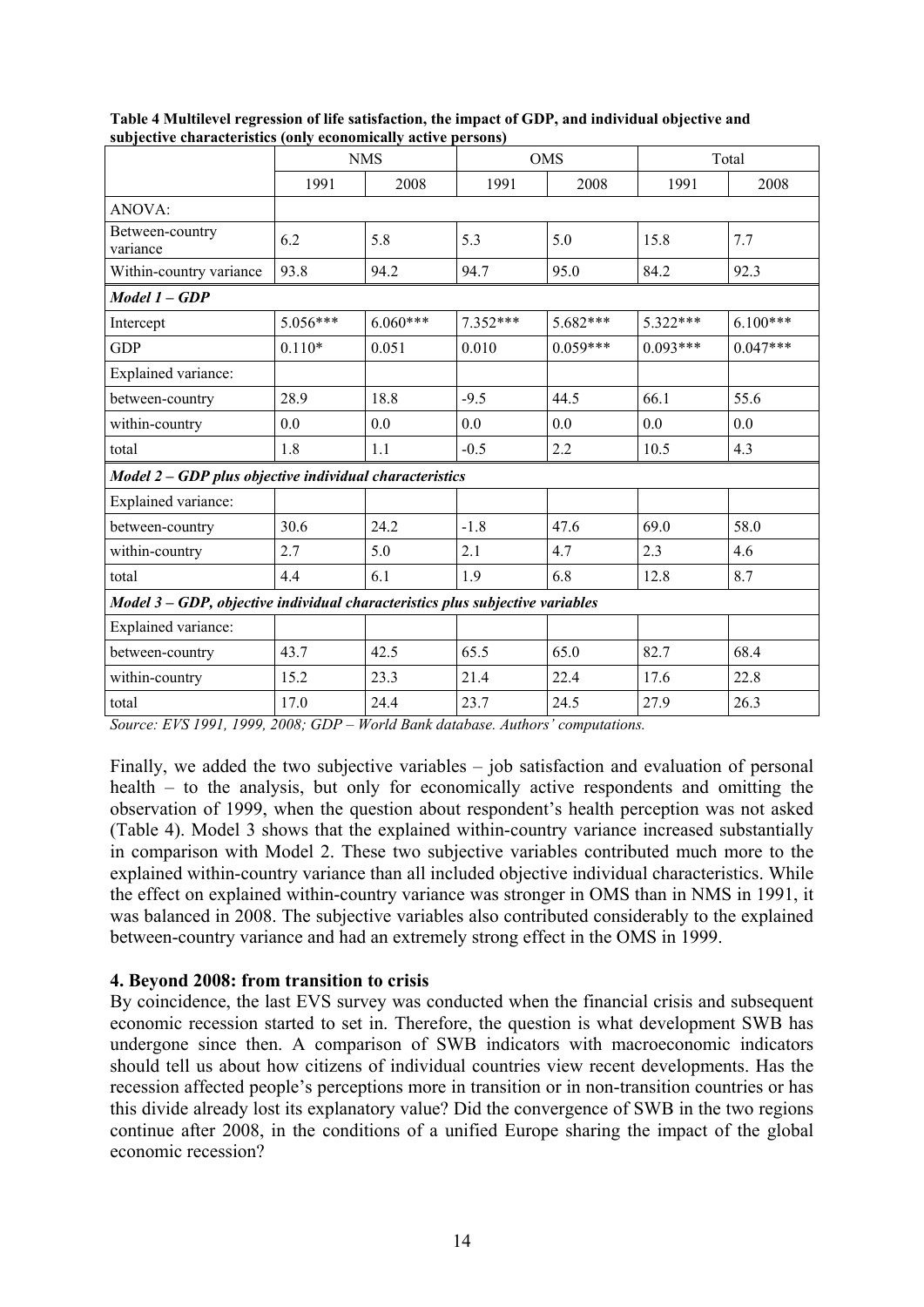**Table 4 Multilevel regression of life satisfaction, the impact of GDP, and individual objective and subjective characteristics (only economically active persons)**

| | NMS | | OMS | | Total | |
|---|---|---|---|---|---|---|
| | 1991 | 2008 | 1991 | 2008 | 1991 | 2008 |
| ANOVA: | | | | | | |
| Between-country variance | 6.2 | 5.8 | 5.3 | 5.0 | 15.8 | 7.7 |
| Within-country variance | 93.8 | 94.2 | 94.7 | 95.0 | 84.2 | 92.3 |
| ***Model 1 – GDP*** | | | | | | |
| Intercept | 5.056*** | 6.060*** | 7.352*** | 5.682*** | 5.322*** | 6.100*** |
| GDP | 0.110* | 0.051 | 0.010 | 0.059*** | 0.093*** | 0.047*** |
| Explained variance: | | | | | | |
| between-country | 28.9 | 18.8 | -9.5 | 44.5 | 66.1 | 55.6 |
| within-country | 0.0 | 0.0 | 0.0 | 0.0 | 0.0 | 0.0 |
| total | 1.8 | 1.1 | -0.5 | 2.2 | 10.5 | 4.3 |
| ***Model 2 – GDP plus objective individual characteristics*** | | | | | | |
| Explained variance: | | | | | | |
| between-country | 30.6 | 24.2 | -1.8 | 47.6 | 69.0 | 58.0 |
| within-country | 2.7 | 5.0 | 2.1 | 4.7 | 2.3 | 4.6 |
| total | 4.4 | 6.1 | 1.9 | 6.8 | 12.8 | 8.7 |
| ***Model 3 – GDP, objective individual characteristics plus subjective variables*** | | | | | | |
| Explained variance: | | | | | | |
| between-country | 43.7 | 42.5 | 65.5 | 65.0 | 82.7 | 68.4 |
| within-country | 15.2 | 23.3 | 21.4 | 22.4 | 17.6 | 22.8 |
| total | 17.0 | 24.4 | 23.7 | 24.5 | 27.9 | 26.3 |

*Source: EVS 1991, 1999, 2008; GDP – World Bank database. Authors' computations.*

Finally, we added the two subjective variables – job satisfaction and evaluation of personal health – to the analysis, but only for economically active respondents and omitting the observation of 1999, when the question about respondent's health perception was not asked (Table 4). Model 3 shows that the explained within-country variance increased substantially in comparison with Model 2. These two subjective variables contributed much more to the explained within-country variance than all included objective individual characteristics. While the effect on explained within-country variance was stronger in OMS than in NMS in 1991, it was balanced in 2008. The subjective variables also contributed considerably to the explained between-country variance and had an extremely strong effect in the OMS in 1999.

## 4. Beyond 2008: from transition to crisis

By coincidence, the last EVS survey was conducted when the financial crisis and subsequent economic recession started to set in. Therefore, the question is what development SWB has undergone since then. A comparison of SWB indicators with macroeconomic indicators should tell us about how citizens of individual countries view recent developments. Has the recession affected people's perceptions more in transition or in non-transition countries or has this divide already lost its explanatory value? Did the convergence of SWB in the two regions continue after 2008, in the conditions of a unified Europe sharing the impact of the global economic recession?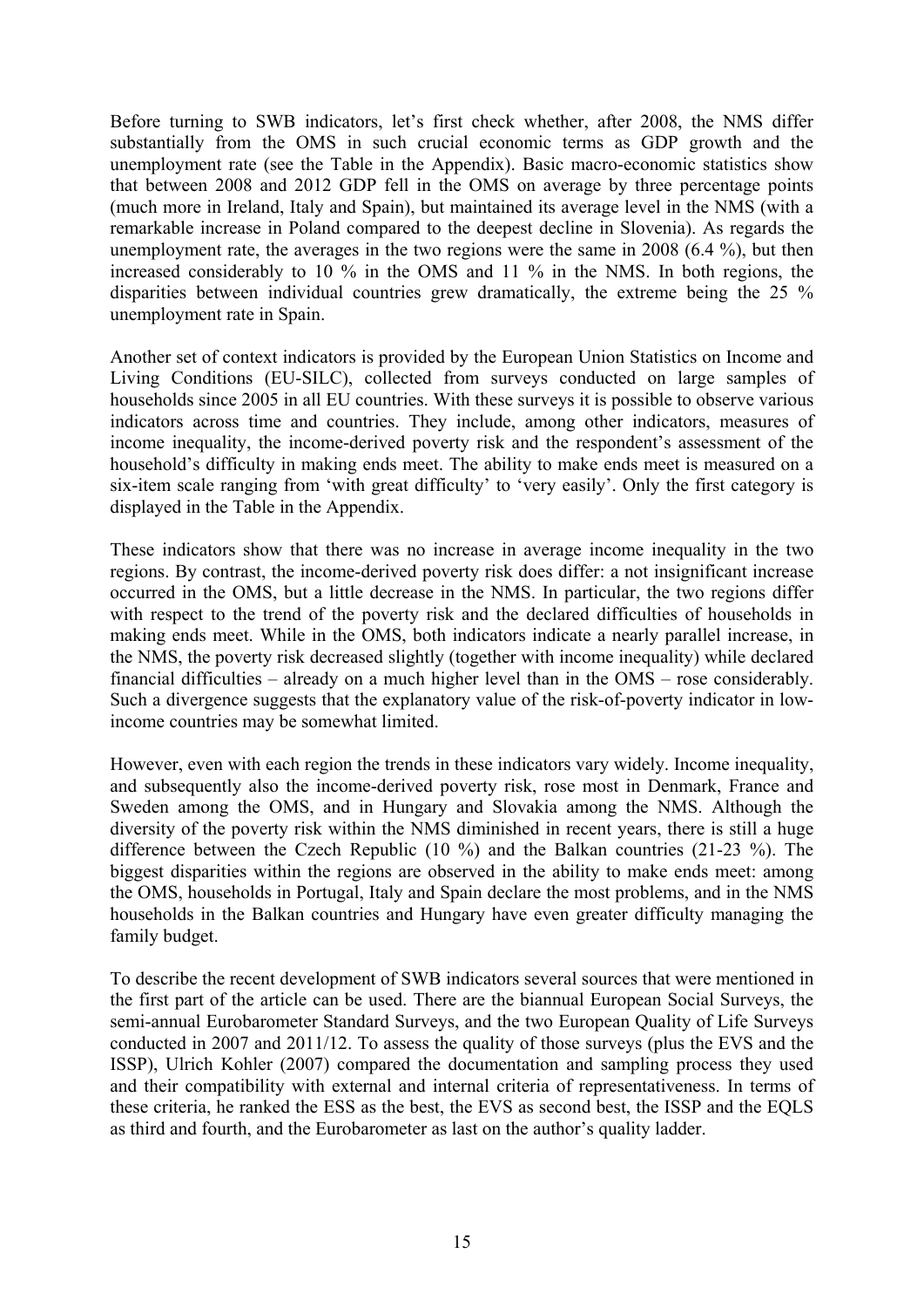Before turning to SWB indicators, let's first check whether, after 2008, the NMS differ substantially from the OMS in such crucial economic terms as GDP growth and the unemployment rate (see the Table in the Appendix). Basic macro-economic statistics show that between 2008 and 2012 GDP fell in the OMS on average by three percentage points (much more in Ireland, Italy and Spain), but maintained its average level in the NMS (with a remarkable increase in Poland compared to the deepest decline in Slovenia). As regards the unemployment rate, the averages in the two regions were the same in 2008 (6.4 %), but then increased considerably to 10 % in the OMS and 11 % in the NMS. In both regions, the disparities between individual countries grew dramatically, the extreme being the 25 % unemployment rate in Spain.

Another set of context indicators is provided by the European Union Statistics on Income and Living Conditions (EU-SILC), collected from surveys conducted on large samples of households since 2005 in all EU countries. With these surveys it is possible to observe various indicators across time and countries. They include, among other indicators, measures of income inequality, the income-derived poverty risk and the respondent's assessment of the household's difficulty in making ends meet. The ability to make ends meet is measured on a six-item scale ranging from 'with great difficulty' to 'very easily'. Only the first category is displayed in the Table in the Appendix.

These indicators show that there was no increase in average income inequality in the two regions. By contrast, the income-derived poverty risk does differ: a not insignificant increase occurred in the OMS, but a little decrease in the NMS. In particular, the two regions differ with respect to the trend of the poverty risk and the declared difficulties of households in making ends meet. While in the OMS, both indicators indicate a nearly parallel increase, in the NMS, the poverty risk decreased slightly (together with income inequality) while declared financial difficulties – already on a much higher level than in the OMS – rose considerably. Such a divergence suggests that the explanatory value of the risk-of-poverty indicator in low-income countries may be somewhat limited.

However, even with each region the trends in these indicators vary widely. Income inequality, and subsequently also the income-derived poverty risk, rose most in Denmark, France and Sweden among the OMS, and in Hungary and Slovakia among the NMS. Although the diversity of the poverty risk within the NMS diminished in recent years, there is still a huge difference between the Czech Republic (10 %) and the Balkan countries (21-23 %). The biggest disparities within the regions are observed in the ability to make ends meet: among the OMS, households in Portugal, Italy and Spain declare the most problems, and in the NMS households in the Balkan countries and Hungary have even greater difficulty managing the family budget.

To describe the recent development of SWB indicators several sources that were mentioned in the first part of the article can be used. There are the biannual European Social Surveys, the semi-annual Eurobarometer Standard Surveys, and the two European Quality of Life Surveys conducted in 2007 and 2011/12. To assess the quality of those surveys (plus the EVS and the ISSP), Ulrich Kohler (2007) compared the documentation and sampling process they used and their compatibility with external and internal criteria of representativeness. In terms of these criteria, he ranked the ESS as the best, the EVS as second best, the ISSP and the EQLS as third and fourth, and the Eurobarometer as last on the author's quality ladder.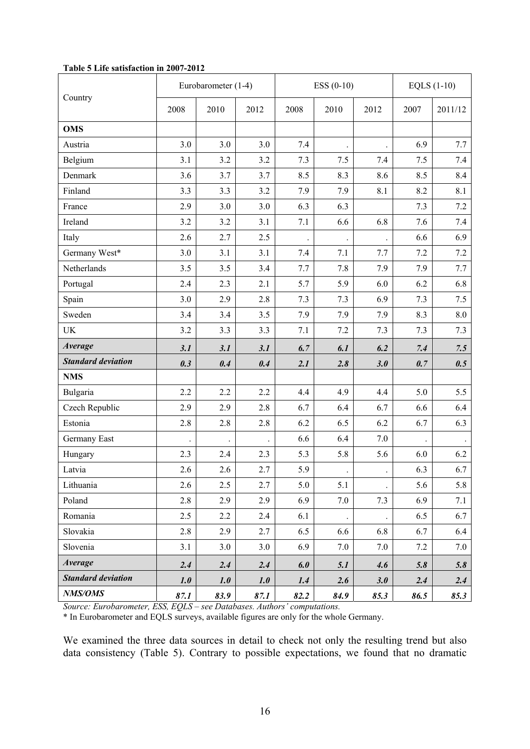**Table 5 Life satisfaction in 2007-2012**

| Country | Eurobarometer (1-4) | | | ESS (0-10) | | | EQLS (1-10) | |
|---|---|---|---|---|---|---|---|---|
| | 2008 | 2010 | 2012 | 2008 | 2010 | 2012 | 2007 | 2011/12 |
| **OMS** | | | | | | | | |
| Austria | 3.0 | 3.0 | 3.0 | 7.4 | . | . | 6.9 | 7.7 |
| Belgium | 3.1 | 3.2 | 3.2 | 7.3 | 7.5 | 7.4 | 7.5 | 7.4 |
| Denmark | 3.6 | 3.7 | 3.7 | 8.5 | 8.3 | 8.6 | 8.5 | 8.4 |
| Finland | 3.3 | 3.3 | 3.2 | 7.9 | 7.9 | 8.1 | 8.2 | 8.1 |
| France | 2.9 | 3.0 | 3.0 | 6.3 | 6.3 | | 7.3 | 7.2 |
| Ireland | 3.2 | 3.2 | 3.1 | 7.1 | 6.6 | 6.8 | 7.6 | 7.4 |
| Italy | 2.6 | 2.7 | 2.5 | . | . | . | 6.6 | 6.9 |
| Germany West* | 3.0 | 3.1 | 3.1 | 7.4 | 7.1 | 7.7 | 7.2 | 7.2 |
| Netherlands | 3.5 | 3.5 | 3.4 | 7.7 | 7.8 | 7.9 | 7.9 | 7.7 |
| Portugal | 2.4 | 2.3 | 2.1 | 5.7 | 5.9 | 6.0 | 6.2 | 6.8 |
| Spain | 3.0 | 2.9 | 2.8 | 7.3 | 7.3 | 6.9 | 7.3 | 7.5 |
| Sweden | 3.4 | 3.4 | 3.5 | 7.9 | 7.9 | 7.9 | 8.3 | 8.0 |
| UK | 3.2 | 3.3 | 3.3 | 7.1 | 7.2 | 7.3 | 7.3 | 7.3 |
| ***Average*** | ***3.1*** | ***3.1*** | ***3.1*** | ***6.7*** | ***6.1*** | ***6.2*** | ***7.4*** | ***7.5*** |
| ***Standard deviation*** | ***0.3*** | ***0.4*** | ***0.4*** | ***2.1*** | ***2.8*** | ***3.0*** | ***0.7*** | ***0.5*** |
| **NMS** | | | | | | | | |
| Bulgaria | 2.2 | 2.2 | 2.2 | 4.4 | 4.9 | 4.4 | 5.0 | 5.5 |
| Czech Republic | 2.9 | 2.9 | 2.8 | 6.7 | 6.4 | 6.7 | 6.6 | 6.4 |
| Estonia | 2.8 | 2.8 | 2.8 | 6.2 | 6.5 | 6.2 | 6.7 | 6.3 |
| Germany East | . | . | . | 6.6 | 6.4 | 7.0 | . | . |
| Hungary | 2.3 | 2.4 | 2.3 | 5.3 | 5.8 | 5.6 | 6.0 | 6.2 |
| Latvia | 2.6 | 2.6 | 2.7 | 5.9 | . | . | 6.3 | 6.7 |
| Lithuania | 2.6 | 2.5 | 2.7 | 5.0 | 5.1 | . | 5.6 | 5.8 |
| Poland | 2.8 | 2.9 | 2.9 | 6.9 | 7.0 | 7.3 | 6.9 | 7.1 |
| Romania | 2.5 | 2.2 | 2.4 | 6.1 | . | . | 6.5 | 6.7 |
| Slovakia | 2.8 | 2.9 | 2.7 | 6.5 | 6.6 | 6.8 | 6.7 | 6.4 |
| Slovenia | 3.1 | 3.0 | 3.0 | 6.9 | 7.0 | 7.0 | 7.2 | 7.0 |
| ***Average*** | ***2.4*** | ***2.4*** | ***2.4*** | ***6.0*** | ***5.1*** | ***4.6*** | ***5.8*** | ***5.8*** |
| ***Standard deviation*** | ***1.0*** | ***1.0*** | ***1.0*** | ***1.4*** | ***2.6*** | ***3.0*** | ***2.4*** | ***2.4*** |
| ***NMS/OMS*** | ***87.1*** | ***83.9*** | ***87.1*** | ***82.2*** | ***84.9*** | ***85.3*** | ***86.5*** | ***85.3*** |

*Source: Eurobarometer, ESS, EQLS – see Databases. Authors' computations.*

\* In Eurobarometer and EQLS surveys, available figures are only for the whole Germany.

We examined the three data sources in detail to check not only the resulting trend but also data consistency (Table 5). Contrary to possible expectations, we found that no dramatic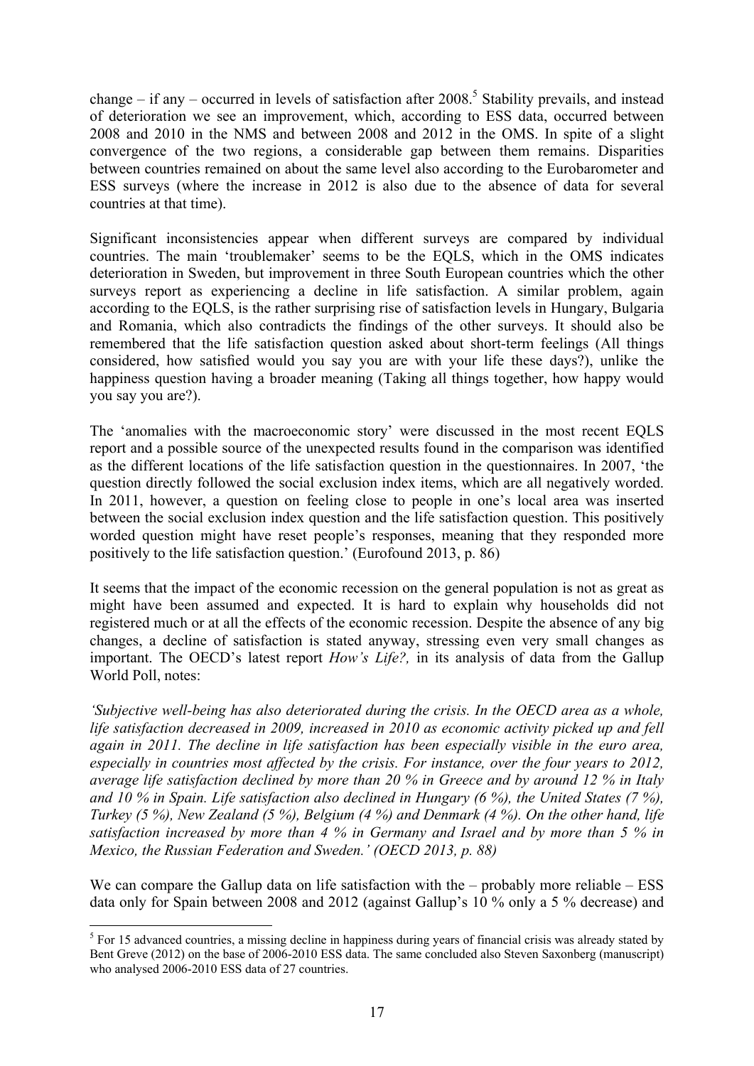change – if any – occurred in levels of satisfaction after 2008.[5] Stability prevails, and instead of deterioration we see an improvement, which, according to ESS data, occurred between 2008 and 2010 in the NMS and between 2008 and 2012 in the OMS. In spite of a slight convergence of the two regions, a considerable gap between them remains. Disparities between countries remained on about the same level also according to the Eurobarometer and ESS surveys (where the increase in 2012 is also due to the absence of data for several countries at that time).

Significant inconsistencies appear when different surveys are compared by individual countries. The main 'troublemaker' seems to be the EQLS, which in the OMS indicates deterioration in Sweden, but improvement in three South European countries which the other surveys report as experiencing a decline in life satisfaction. A similar problem, again according to the EQLS, is the rather surprising rise of satisfaction levels in Hungary, Bulgaria and Romania, which also contradicts the findings of the other surveys. It should also be remembered that the life satisfaction question asked about short-term feelings (All things considered, how satisfied would you say you are with your life these days?), unlike the happiness question having a broader meaning (Taking all things together, how happy would you say you are?).

The 'anomalies with the macroeconomic story' were discussed in the most recent EQLS report and a possible source of the unexpected results found in the comparison was identified as the different locations of the life satisfaction question in the questionnaires. In 2007, 'the question directly followed the social exclusion index items, which are all negatively worded. In 2011, however, a question on feeling close to people in one's local area was inserted between the social exclusion index question and the life satisfaction question. This positively worded question might have reset people's responses, meaning that they responded more positively to the life satisfaction question.' (Eurofound 2013, p. 86)

It seems that the impact of the economic recession on the general population is not as great as might have been assumed and expected. It is hard to explain why households did not registered much or at all the effects of the economic recession. Despite the absence of any big changes, a decline of satisfaction is stated anyway, stressing even very small changes as important. The OECD's latest report *How's Life?,* in its analysis of data from the Gallup World Poll, notes:

*'Subjective well-being has also deteriorated during the crisis. In the OECD area as a whole, life satisfaction decreased in 2009, increased in 2010 as economic activity picked up and fell again in 2011. The decline in life satisfaction has been especially visible in the euro area, especially in countries most affected by the crisis. For instance, over the four years to 2012, average life satisfaction declined by more than 20 % in Greece and by around 12 % in Italy and 10 % in Spain. Life satisfaction also declined in Hungary (6 %), the United States (7 %), Turkey (5 %), New Zealand (5 %), Belgium (4 %) and Denmark (4 %). On the other hand, life satisfaction increased by more than 4 % in Germany and Israel and by more than 5 % in Mexico, the Russian Federation and Sweden.' (OECD 2013, p. 88)*

We can compare the Gallup data on life satisfaction with the – probably more reliable – ESS data only for Spain between 2008 and 2012 (against Gallup's 10 % only a 5 % decrease) and

---

[5] For 15 advanced countries, a missing decline in happiness during years of financial crisis was already stated by Bent Greve (2012) on the base of 2006-2010 ESS data. The same concluded also Steven Saxonberg (manuscript) who analysed 2006-2010 ESS data of 27 countries.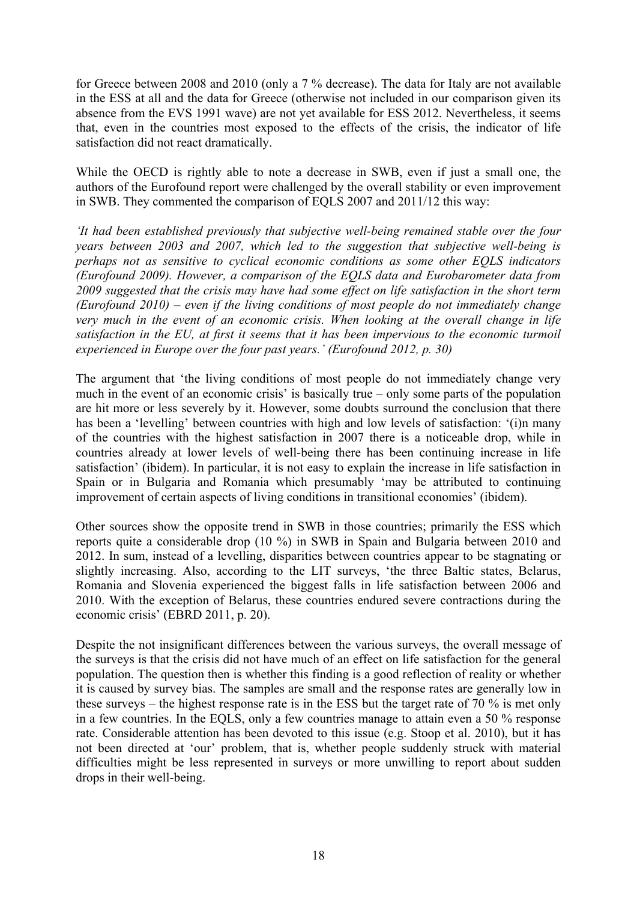for Greece between 2008 and 2010 (only a 7 % decrease). The data for Italy are not available in the ESS at all and the data for Greece (otherwise not included in our comparison given its absence from the EVS 1991 wave) are not yet available for ESS 2012. Nevertheless, it seems that, even in the countries most exposed to the effects of the crisis, the indicator of life satisfaction did not react dramatically.

While the OECD is rightly able to note a decrease in SWB, even if just a small one, the authors of the Eurofound report were challenged by the overall stability or even improvement in SWB. They commented the comparison of EQLS 2007 and 2011/12 this way:

*'It had been established previously that subjective well-being remained stable over the four years between 2003 and 2007, which led to the suggestion that subjective well-being is perhaps not as sensitive to cyclical economic conditions as some other EQLS indicators (Eurofound 2009). However, a comparison of the EQLS data and Eurobarometer data from 2009 suggested that the crisis may have had some effect on life satisfaction in the short term (Eurofound 2010) – even if the living conditions of most people do not immediately change very much in the event of an economic crisis. When looking at the overall change in life satisfaction in the EU, at first it seems that it has been impervious to the economic turmoil experienced in Europe over the four past years.' (Eurofound 2012, p. 30)*

The argument that 'the living conditions of most people do not immediately change very much in the event of an economic crisis' is basically true – only some parts of the population are hit more or less severely by it. However, some doubts surround the conclusion that there has been a 'levelling' between countries with high and low levels of satisfaction: '(i)n many of the countries with the highest satisfaction in 2007 there is a noticeable drop, while in countries already at lower levels of well-being there has been continuing increase in life satisfaction' (ibidem). In particular, it is not easy to explain the increase in life satisfaction in Spain or in Bulgaria and Romania which presumably 'may be attributed to continuing improvement of certain aspects of living conditions in transitional economies' (ibidem).

Other sources show the opposite trend in SWB in those countries; primarily the ESS which reports quite a considerable drop (10 %) in SWB in Spain and Bulgaria between 2010 and 2012. In sum, instead of a levelling, disparities between countries appear to be stagnating or slightly increasing. Also, according to the LIT surveys, 'the three Baltic states, Belarus, Romania and Slovenia experienced the biggest falls in life satisfaction between 2006 and 2010. With the exception of Belarus, these countries endured severe contractions during the economic crisis' (EBRD 2011, p. 20).

Despite the not insignificant differences between the various surveys, the overall message of the surveys is that the crisis did not have much of an effect on life satisfaction for the general population. The question then is whether this finding is a good reflection of reality or whether it is caused by survey bias. The samples are small and the response rates are generally low in these surveys – the highest response rate is in the ESS but the target rate of 70 % is met only in a few countries. In the EQLS, only a few countries manage to attain even a 50 % response rate. Considerable attention has been devoted to this issue (e.g. Stoop et al. 2010), but it has not been directed at 'our' problem, that is, whether people suddenly struck with material difficulties might be less represented in surveys or more unwilling to report about sudden drops in their well-being.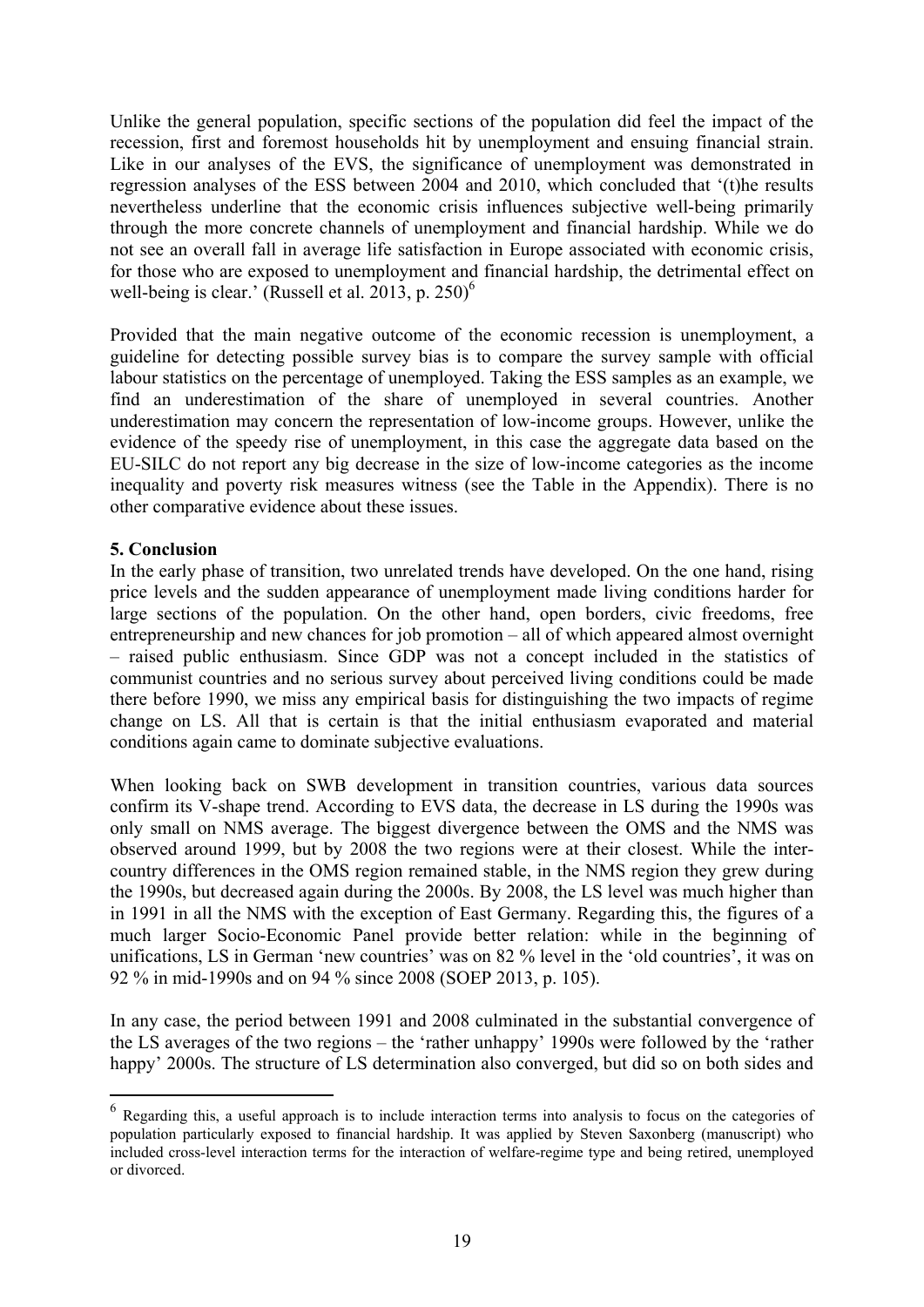Unlike the general population, specific sections of the population did feel the impact of the recession, first and foremost households hit by unemployment and ensuing financial strain. Like in our analyses of the EVS, the significance of unemployment was demonstrated in regression analyses of the ESS between 2004 and 2010, which concluded that '(t)he results nevertheless underline that the economic crisis influences subjective well-being primarily through the more concrete channels of unemployment and financial hardship. While we do not see an overall fall in average life satisfaction in Europe associated with economic crisis, for those who are exposed to unemployment and financial hardship, the detrimental effect on well-being is clear.' (Russell et al. 2013, p. 250)[6]

Provided that the main negative outcome of the economic recession is unemployment, a guideline for detecting possible survey bias is to compare the survey sample with official labour statistics on the percentage of unemployed. Taking the ESS samples as an example, we find an underestimation of the share of unemployed in several countries. Another underestimation may concern the representation of low-income groups. However, unlike the evidence of the speedy rise of unemployment, in this case the aggregate data based on the EU-SILC do not report any big decrease in the size of low-income categories as the income inequality and poverty risk measures witness (see the Table in the Appendix). There is no other comparative evidence about these issues.

## 5. Conclusion

In the early phase of transition, two unrelated trends have developed. On the one hand, rising price levels and the sudden appearance of unemployment made living conditions harder for large sections of the population. On the other hand, open borders, civic freedoms, free entrepreneurship and new chances for job promotion – all of which appeared almost overnight – raised public enthusiasm. Since GDP was not a concept included in the statistics of communist countries and no serious survey about perceived living conditions could be made there before 1990, we miss any empirical basis for distinguishing the two impacts of regime change on LS. All that is certain is that the initial enthusiasm evaporated and material conditions again came to dominate subjective evaluations.

When looking back on SWB development in transition countries, various data sources confirm its V-shape trend. According to EVS data, the decrease in LS during the 1990s was only small on NMS average. The biggest divergence between the OMS and the NMS was observed around 1999, but by 2008 the two regions were at their closest. While the inter-country differences in the OMS region remained stable, in the NMS region they grew during the 1990s, but decreased again during the 2000s. By 2008, the LS level was much higher than in 1991 in all the NMS with the exception of East Germany. Regarding this, the figures of a much larger Socio-Economic Panel provide better relation: while in the beginning of unifications, LS in German 'new countries' was on 82 % level in the 'old countries', it was on 92 % in mid-1990s and on 94 % since 2008 (SOEP 2013, p. 105).

In any case, the period between 1991 and 2008 culminated in the substantial convergence of the LS averages of the two regions – the 'rather unhappy' 1990s were followed by the 'rather happy' 2000s. The structure of LS determination also converged, but did so on both sides and

[6] Regarding this, a useful approach is to include interaction terms into analysis to focus on the categories of population particularly exposed to financial hardship. It was applied by Steven Saxonberg (manuscript) who included cross-level interaction terms for the interaction of welfare-regime type and being retired, unemployed or divorced.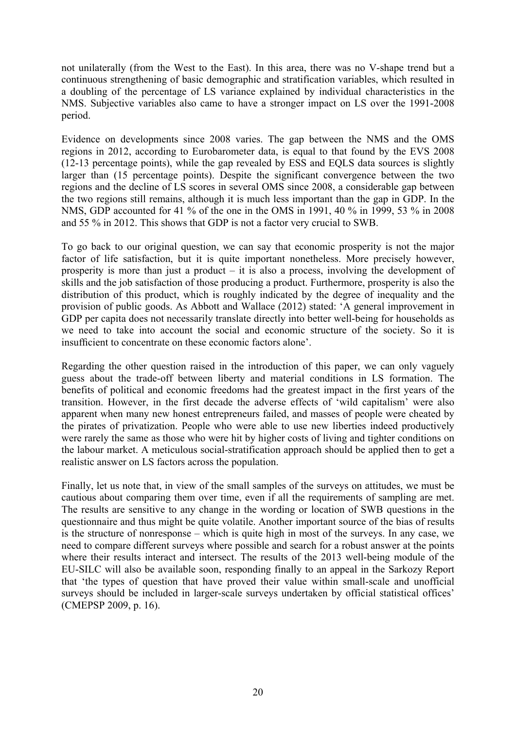not unilaterally (from the West to the East). In this area, there was no V-shape trend but a continuous strengthening of basic demographic and stratification variables, which resulted in a doubling of the percentage of LS variance explained by individual characteristics in the NMS. Subjective variables also came to have a stronger impact on LS over the 1991-2008 period.

Evidence on developments since 2008 varies. The gap between the NMS and the OMS regions in 2012, according to Eurobarometer data, is equal to that found by the EVS 2008 (12-13 percentage points), while the gap revealed by ESS and EQLS data sources is slightly larger than (15 percentage points). Despite the significant convergence between the two regions and the decline of LS scores in several OMS since 2008, a considerable gap between the two regions still remains, although it is much less important than the gap in GDP. In the NMS, GDP accounted for 41 % of the one in the OMS in 1991, 40 % in 1999, 53 % in 2008 and 55 % in 2012. This shows that GDP is not a factor very crucial to SWB.

To go back to our original question, we can say that economic prosperity is not the major factor of life satisfaction, but it is quite important nonetheless. More precisely however, prosperity is more than just a product – it is also a process, involving the development of skills and the job satisfaction of those producing a product. Furthermore, prosperity is also the distribution of this product, which is roughly indicated by the degree of inequality and the provision of public goods. As Abbott and Wallace (2012) stated: 'A general improvement in GDP per capita does not necessarily translate directly into better well-being for households as we need to take into account the social and economic structure of the society. So it is insufficient to concentrate on these economic factors alone'.

Regarding the other question raised in the introduction of this paper, we can only vaguely guess about the trade-off between liberty and material conditions in LS formation. The benefits of political and economic freedoms had the greatest impact in the first years of the transition. However, in the first decade the adverse effects of 'wild capitalism' were also apparent when many new honest entrepreneurs failed, and masses of people were cheated by the pirates of privatization. People who were able to use new liberties indeed productively were rarely the same as those who were hit by higher costs of living and tighter conditions on the labour market. A meticulous social-stratification approach should be applied then to get a realistic answer on LS factors across the population.

Finally, let us note that, in view of the small samples of the surveys on attitudes, we must be cautious about comparing them over time, even if all the requirements of sampling are met. The results are sensitive to any change in the wording or location of SWB questions in the questionnaire and thus might be quite volatile. Another important source of the bias of results is the structure of nonresponse – which is quite high in most of the surveys. In any case, we need to compare different surveys where possible and search for a robust answer at the points where their results interact and intersect. The results of the 2013 well-being module of the EU-SILC will also be available soon, responding finally to an appeal in the Sarkozy Report that 'the types of question that have proved their value within small-scale and unofficial surveys should be included in larger-scale surveys undertaken by official statistical offices' (CMEPSP 2009, p. 16).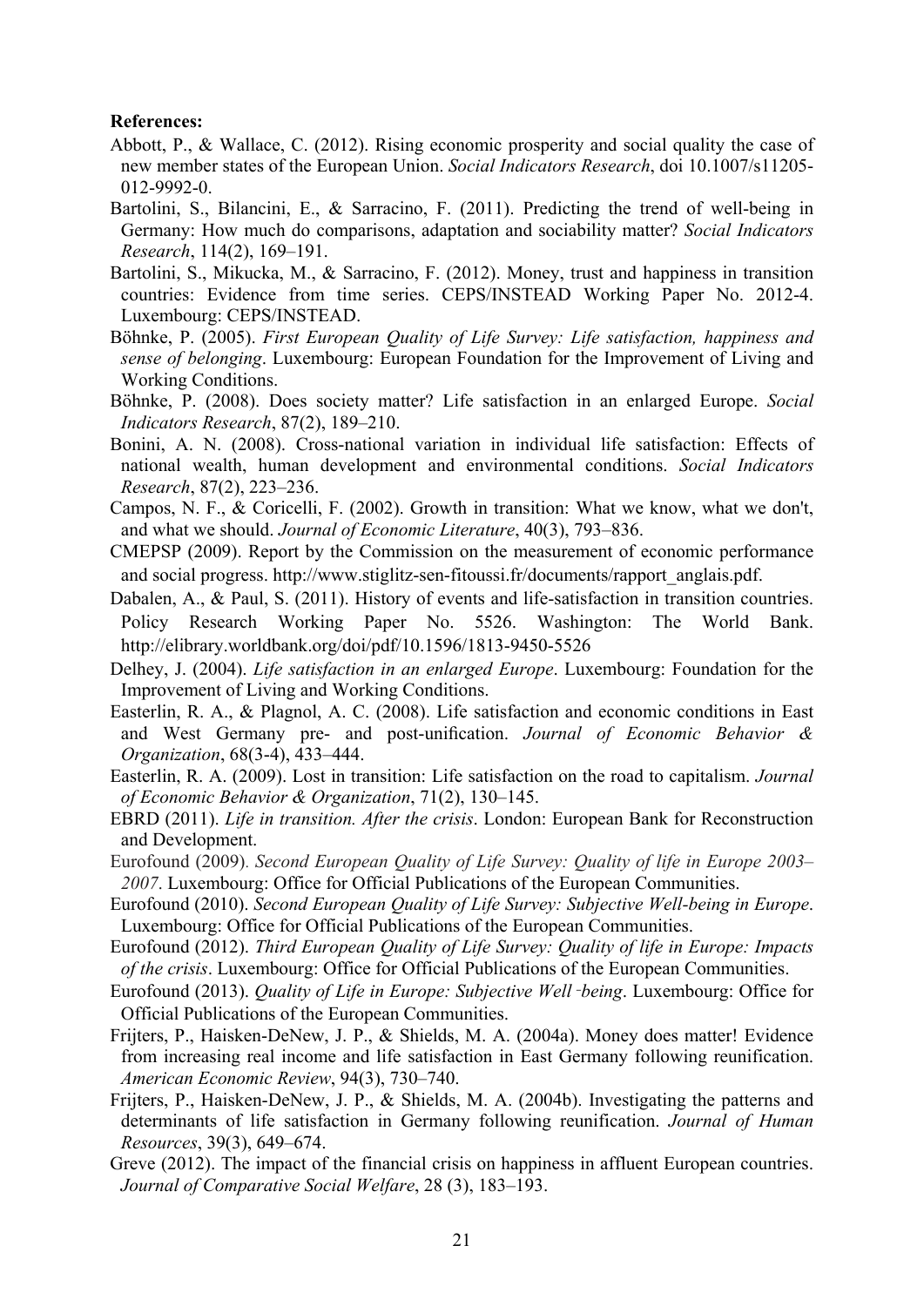**References:**

Abbott, P., & Wallace, C. (2012). Rising economic prosperity and social quality the case of new member states of the European Union. *Social Indicators Research*, doi 10.1007/s11205-012-9992-0.

Bartolini, S., Bilancini, E., & Sarracino, F. (2011). Predicting the trend of well-being in Germany: How much do comparisons, adaptation and sociability matter? *Social Indicators Research*, 114(2), 169–191.

Bartolini, S., Mikucka, M., & Sarracino, F. (2012). Money, trust and happiness in transition countries: Evidence from time series. CEPS/INSTEAD Working Paper No. 2012-4. Luxembourg: CEPS/INSTEAD.

Böhnke, P. (2005). *First European Quality of Life Survey: Life satisfaction, happiness and sense of belonging*. Luxembourg: European Foundation for the Improvement of Living and Working Conditions.

Böhnke, P. (2008). Does society matter? Life satisfaction in an enlarged Europe. *Social Indicators Research*, 87(2), 189–210.

Bonini, A. N. (2008). Cross-national variation in individual life satisfaction: Effects of national wealth, human development and environmental conditions. *Social Indicators Research*, 87(2), 223–236.

Campos, N. F., & Coricelli, F. (2002). Growth in transition: What we know, what we don't, and what we should. *Journal of Economic Literature*, 40(3), 793–836.

CMEPSP (2009). Report by the Commission on the measurement of economic performance and social progress. http://www.stiglitz-sen-fitoussi.fr/documents/rapport_anglais.pdf.

Dabalen, A., & Paul, S. (2011). History of events and life-satisfaction in transition countries. Policy Research Working Paper No. 5526. Washington: The World Bank. http://elibrary.worldbank.org/doi/pdf/10.1596/1813-9450-5526

Delhey, J. (2004). *Life satisfaction in an enlarged Europe*. Luxembourg: Foundation for the Improvement of Living and Working Conditions.

Easterlin, R. A., & Plagnol, A. C. (2008). Life satisfaction and economic conditions in East and West Germany pre- and post-unification. *Journal of Economic Behavior & Organization*, 68(3-4), 433–444.

Easterlin, R. A. (2009). Lost in transition: Life satisfaction on the road to capitalism. *Journal of Economic Behavior & Organization*, 71(2), 130–145.

EBRD (2011). *Life in transition. After the crisis*. London: European Bank for Reconstruction and Development.

Eurofound (2009). *Second European Quality of Life Survey: Quality of life in Europe 2003–2007.* Luxembourg: Office for Official Publications of the European Communities.

Eurofound (2010). *Second European Quality of Life Survey: Subjective Well-being in Europe*. Luxembourg: Office for Official Publications of the European Communities.

Eurofound (2012). *Third European Quality of Life Survey: Quality of life in Europe: Impacts of the crisis*. Luxembourg: Office for Official Publications of the European Communities.

Eurofound (2013). *Quality of Life in Europe: Subjective Well‑being*. Luxembourg: Office for Official Publications of the European Communities.

Frijters, P., Haisken-DeNew, J. P., & Shields, M. A. (2004a). Money does matter! Evidence from increasing real income and life satisfaction in East Germany following reunification. *American Economic Review*, 94(3), 730–740.

Frijters, P., Haisken-DeNew, J. P., & Shields, M. A. (2004b). Investigating the patterns and determinants of life satisfaction in Germany following reunification. *Journal of Human Resources*, 39(3), 649–674.

Greve (2012). The impact of the financial crisis on happiness in affluent European countries. *Journal of Comparative Social Welfare*, 28 (3), 183–193.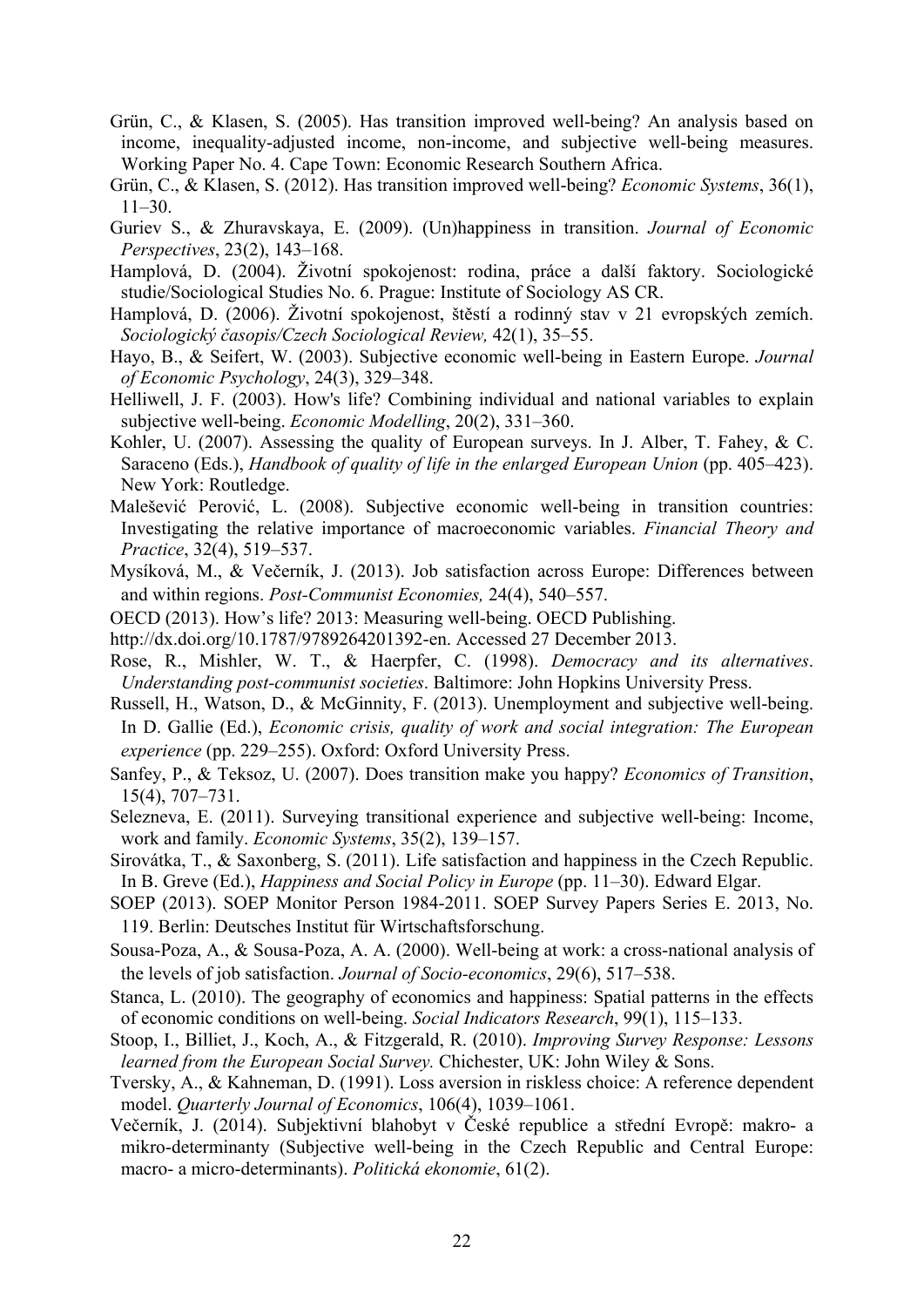Grün, C., & Klasen, S. (2005). Has transition improved well-being? An analysis based on income, inequality-adjusted income, non-income, and subjective well-being measures. Working Paper No. 4. Cape Town: Economic Research Southern Africa.

Grün, C., & Klasen, S. (2012). Has transition improved well-being? *Economic Systems*, 36(1), 11–30.

Guriev S., & Zhuravskaya, E. (2009). (Un)happiness in transition. *Journal of Economic Perspectives*, 23(2), 143–168.

Hamplová, D. (2004). Životní spokojenost: rodina, práce a další faktory. Sociologické studie/Sociological Studies No. 6. Prague: Institute of Sociology AS CR.

Hamplová, D. (2006). Životní spokojenost, štěstí a rodinný stav v 21 evropských zemích. *Sociologický časopis/Czech Sociological Review,* 42(1), 35–55.

Hayo, B., & Seifert, W. (2003). Subjective economic well-being in Eastern Europe. *Journal of Economic Psychology*, 24(3), 329–348.

Helliwell, J. F. (2003). How's life? Combining individual and national variables to explain subjective well-being. *Economic Modelling*, 20(2), 331–360.

Kohler, U. (2007). Assessing the quality of European surveys. In J. Alber, T. Fahey, & C. Saraceno (Eds.), *Handbook of quality of life in the enlarged European Union* (pp. 405–423). New York: Routledge.

Malešević Perović, L. (2008). Subjective economic well-being in transition countries: Investigating the relative importance of macroeconomic variables. *Financial Theory and Practice*, 32(4), 519–537.

Mysíková, M., & Večerník, J. (2013). Job satisfaction across Europe: Differences between and within regions. *Post-Communist Economies,* 24(4), 540–557.

OECD (2013). How's life? 2013: Measuring well-being. OECD Publishing. http://dx.doi.org/10.1787/9789264201392-en. Accessed 27 December 2013.

Rose, R., Mishler, W. T., & Haerpfer, C. (1998). *Democracy and its alternatives*. *Understanding post-communist societies*. Baltimore: John Hopkins University Press.

Russell, H., Watson, D., & McGinnity, F. (2013). Unemployment and subjective well-being. In D. Gallie (Ed.), *Economic crisis, quality of work and social integration: The European experience* (pp. 229–255). Oxford: Oxford University Press.

Sanfey, P., & Teksoz, U. (2007). Does transition make you happy? *Economics of Transition*, 15(4), 707–731.

Selezneva, E. (2011). Surveying transitional experience and subjective well-being: Income, work and family. *Economic Systems*, 35(2), 139–157.

Sirovátka, T., & Saxonberg, S. (2011). Life satisfaction and happiness in the Czech Republic. In B. Greve (Ed.), *Happiness and Social Policy in Europe* (pp. 11–30). Edward Elgar.

SOEP (2013). SOEP Monitor Person 1984-2011. SOEP Survey Papers Series E. 2013, No. 119. Berlin: Deutsches Institut für Wirtschaftsforschung.

Sousa-Poza, A., & Sousa-Poza, A. A. (2000). Well-being at work: a cross-national analysis of the levels of job satisfaction. *Journal of Socio-economics*, 29(6), 517–538.

Stanca, L. (2010). The geography of economics and happiness: Spatial patterns in the effects of economic conditions on well-being. *Social Indicators Research*, 99(1), 115–133.

Stoop, I., Billiet, J., Koch, A., & Fitzgerald, R. (2010). *Improving Survey Response: Lessons learned from the European Social Survey.* Chichester, UK: John Wiley & Sons.

Tversky, A., & Kahneman, D. (1991). Loss aversion in riskless choice: A reference dependent model. *Quarterly Journal of Economics*, 106(4), 1039–1061.

Večerník, J. (2014). Subjektivní blahobyt v České republice a střední Evropě: makro- a mikro-determinanty (Subjective well-being in the Czech Republic and Central Europe: macro- a micro-determinants). *Politická ekonomie*, 61(2).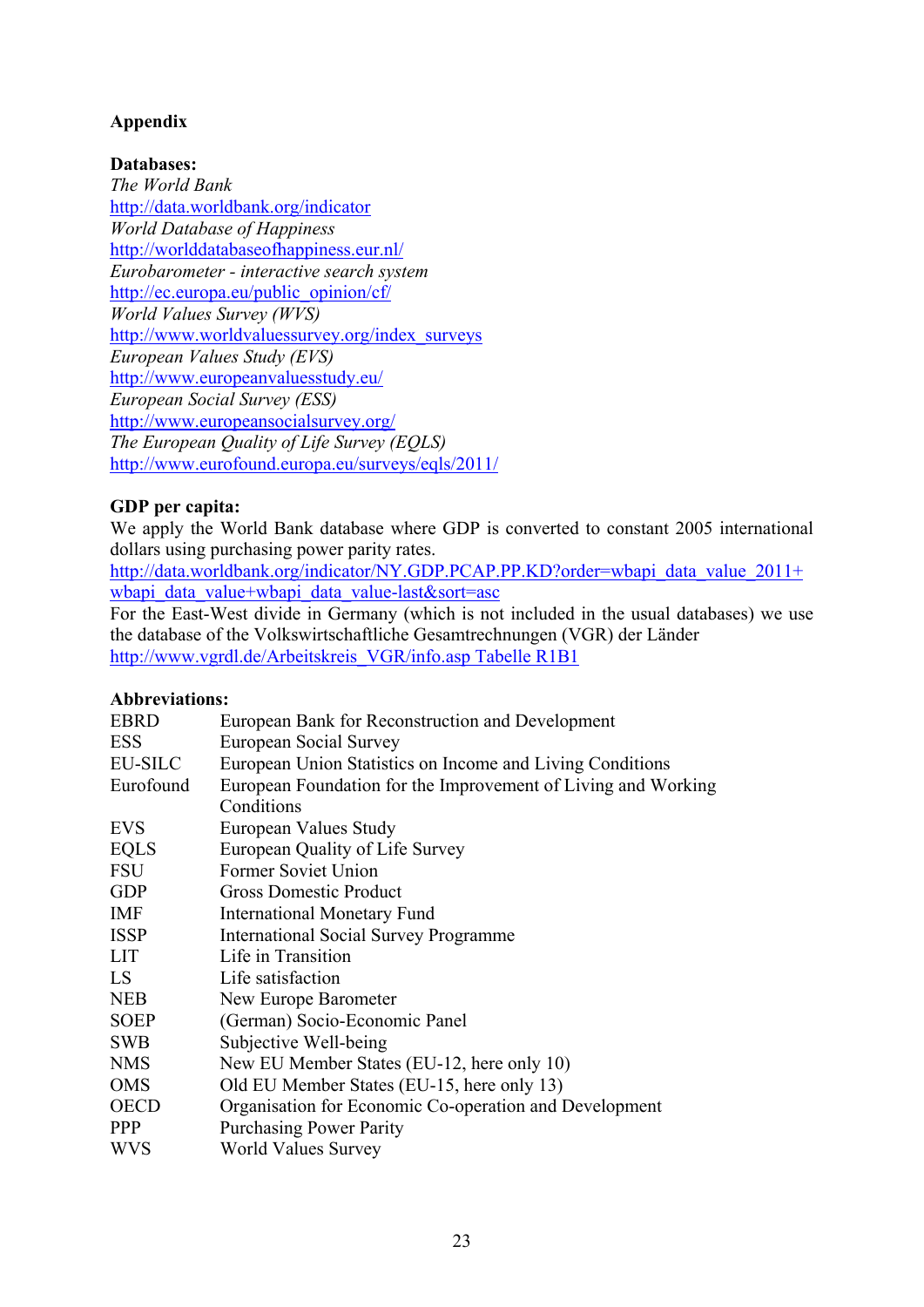## Appendix

**Databases:**

*The World Bank*
http://data.worldbank.org/indicator
*World Database of Happiness*
http://worlddatabaseofhappiness.eur.nl/
*Eurobarometer - interactive search system*
http://ec.europa.eu/public_opinion/cf/
*World Values Survey (WVS)*
http://www.worldvaluessurvey.org/index_surveys
*European Values Study (EVS)*
http://www.europeanvaluesstudy.eu/
*European Social Survey (ESS)*
http://www.europeansocialsurvey.org/
*The European Quality of Life Survey (EQLS)*
http://www.eurofound.europa.eu/surveys/eqls/2011/

**GDP per capita:**

We apply the World Bank database where GDP is converted to constant 2005 international dollars using purchasing power parity rates.
http://data.worldbank.org/indicator/NY.GDP.PCAP.PP.KD?order=wbapi_data_value_2011+wbapi_data_value+wbapi_data_value-last&sort=asc
For the East-West divide in Germany (which is not included in the usual databases) we use the database of the Volkswirtschaftliche Gesamtrechnungen (VGR) der Länder
http://www.vgrdl.de/Arbeitskreis_VGR/info.asp Tabelle R1B1

**Abbreviations:**

| | |
|---|---|
| EBRD | European Bank for Reconstruction and Development |
| ESS | European Social Survey |
| EU-SILC | European Union Statistics on Income and Living Conditions |
| Eurofound | European Foundation for the Improvement of Living and Working Conditions |
| EVS | European Values Study |
| EQLS | European Quality of Life Survey |
| FSU | Former Soviet Union |
| GDP | Gross Domestic Product |
| IMF | International Monetary Fund |
| ISSP | International Social Survey Programme |
| LIT | Life in Transition |
| LS | Life satisfaction |
| NEB | New Europe Barometer |
| SOEP | (German) Socio-Economic Panel |
| SWB | Subjective Well-being |
| NMS | New EU Member States (EU-12, here only 10) |
| OMS | Old EU Member States (EU-15, here only 13) |
| OECD | Organisation for Economic Co-operation and Development |
| PPP | Purchasing Power Parity |
| WVS | World Values Survey |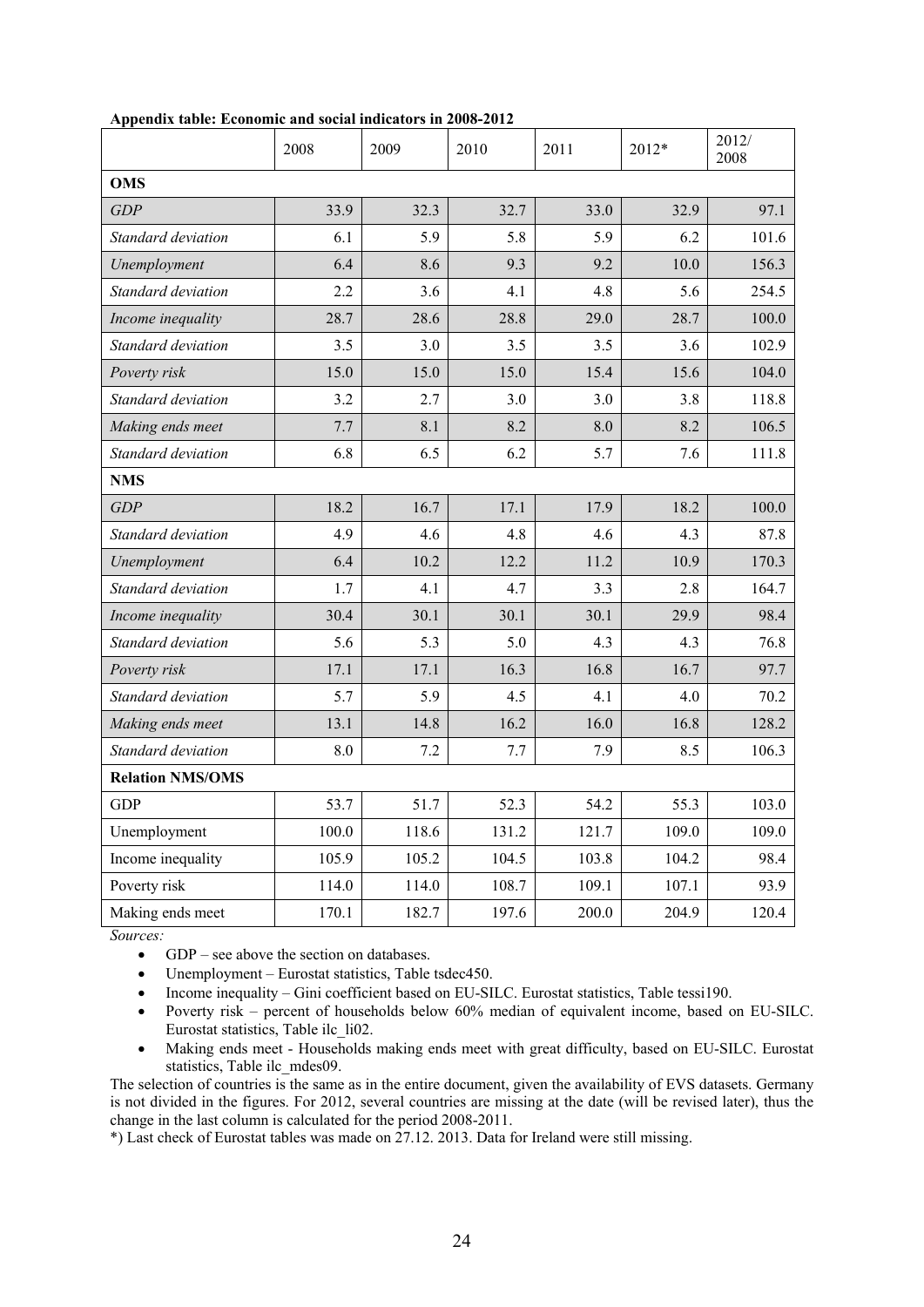**Appendix table: Economic and social indicators in 2008-2012**

| | 2008 | 2009 | 2010 | 2011 | 2012* | 2012/ 2008 |
|---|---|---|---|---|---|---|
| **OMS** | | | | | | |
| *GDP* | 33.9 | 32.3 | 32.7 | 33.0 | 32.9 | 97.1 |
| *Standard deviation* | 6.1 | 5.9 | 5.8 | 5.9 | 6.2 | 101.6 |
| *Unemployment* | 6.4 | 8.6 | 9.3 | 9.2 | 10.0 | 156.3 |
| *Standard deviation* | 2.2 | 3.6 | 4.1 | 4.8 | 5.6 | 254.5 |
| *Income inequality* | 28.7 | 28.6 | 28.8 | 29.0 | 28.7 | 100.0 |
| *Standard deviation* | 3.5 | 3.0 | 3.5 | 3.5 | 3.6 | 102.9 |
| *Poverty risk* | 15.0 | 15.0 | 15.0 | 15.4 | 15.6 | 104.0 |
| *Standard deviation* | 3.2 | 2.7 | 3.0 | 3.0 | 3.8 | 118.8 |
| *Making ends meet* | 7.7 | 8.1 | 8.2 | 8.0 | 8.2 | 106.5 |
| *Standard deviation* | 6.8 | 6.5 | 6.2 | 5.7 | 7.6 | 111.8 |
| **NMS** | | | | | | |
| *GDP* | 18.2 | 16.7 | 17.1 | 17.9 | 18.2 | 100.0 |
| *Standard deviation* | 4.9 | 4.6 | 4.8 | 4.6 | 4.3 | 87.8 |
| *Unemployment* | 6.4 | 10.2 | 12.2 | 11.2 | 10.9 | 170.3 |
| *Standard deviation* | 1.7 | 4.1 | 4.7 | 3.3 | 2.8 | 164.7 |
| *Income inequality* | 30.4 | 30.1 | 30.1 | 30.1 | 29.9 | 98.4 |
| *Standard deviation* | 5.6 | 5.3 | 5.0 | 4.3 | 4.3 | 76.8 |
| *Poverty risk* | 17.1 | 17.1 | 16.3 | 16.8 | 16.7 | 97.7 |
| *Standard deviation* | 5.7 | 5.9 | 4.5 | 4.1 | 4.0 | 70.2 |
| *Making ends meet* | 13.1 | 14.8 | 16.2 | 16.0 | 16.8 | 128.2 |
| *Standard deviation* | 8.0 | 7.2 | 7.7 | 7.9 | 8.5 | 106.3 |
| **Relation NMS/OMS** | | | | | | |
| GDP | 53.7 | 51.7 | 52.3 | 54.2 | 55.3 | 103.0 |
| Unemployment | 100.0 | 118.6 | 131.2 | 121.7 | 109.0 | 109.0 |
| Income inequality | 105.9 | 105.2 | 104.5 | 103.8 | 104.2 | 98.4 |
| Poverty risk | 114.0 | 114.0 | 108.7 | 109.1 | 107.1 | 93.9 |
| Making ends meet | 170.1 | 182.7 | 197.6 | 200.0 | 204.9 | 120.4 |

*Sources:*

- GDP – see above the section on databases.
- Unemployment – Eurostat statistics, Table tsdec450.
- Income inequality – Gini coefficient based on EU-SILC. Eurostat statistics, Table tessi190.
- Poverty risk – percent of households below 60% median of equivalent income, based on EU-SILC. Eurostat statistics, Table ilc_li02.
- Making ends meet - Households making ends meet with great difficulty, based on EU-SILC. Eurostat statistics, Table ilc_mdes09.

The selection of countries is the same as in the entire document, given the availability of EVS datasets. Germany is not divided in the figures. For 2012, several countries are missing at the date (will be revised later), thus the change in the last column is calculated for the period 2008-2011.

*) Last check of Eurostat tables was made on 27.12. 2013. Data for Ireland were still missing.